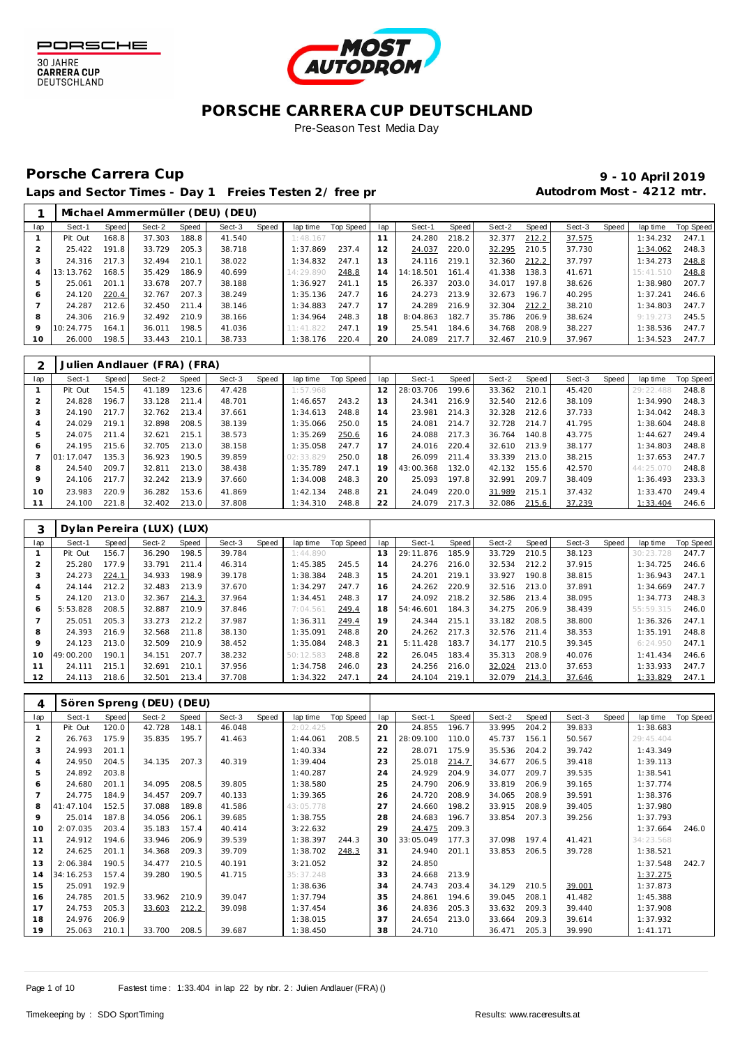PORSCHE
30 JAHRE
CARRERA CUP
DEUTSCHLAND

MOST AUTODROM

# PORSCHE CARRERA CUP DEUTSCHLAND

Pre-Season Test Media Day

## Porsche Carrera Cup

**9 - 10 April 2019**

**Laps and Sector Times - Day 1 Freies Testen 2/ free pr**

**Autodrom Most - 4212 mtr.**

### 1 Michael Ammermüller (DEU) (DEU)

| lap | Sect-1 | Speed | Sect-2 | Speed | Sect-3 | Speed | lap time | Top Speed | lap | Sect-1 | Speed | Sect-2 | Speed | Sect-3 | Speed | lap time | Top Speed |
|---|---|---|---|---|---|---|---|---|---|---|---|---|---|---|---|---|---|
| 1 | Pit Out | 168.8 | 37.303 | 188.8 | 41.540 | | 1:48.167 | | 11 | 24.280 | 218.2 | 32.377 | 212.2 | 37.575 | | 1:34.232 | 247.1 |
| 2 | 25.422 | 191.8 | 33.729 | 205.3 | 38.718 | | 1:37.869 | 237.4 | 12 | 24.037 | 220.0 | 32.295 | 210.5 | 37.730 | | 1:34.062 | 248.3 |
| 3 | 24.316 | 217.3 | 32.494 | 210.1 | 38.022 | | 1:34.832 | 247.1 | 13 | 24.116 | 219.1 | 32.360 | 212.2 | 37.797 | | 1:34.273 | 248.8 |
| 4 | 13:13.762 | 168.5 | 35.429 | 186.9 | 40.699 | | 14:29.890 | 248.8 | 14 | 14:18.501 | 161.4 | 41.338 | 138.3 | 41.671 | | 15:41.510 | 248.8 |
| 5 | 25.061 | 201.1 | 33.678 | 207.7 | 38.188 | | 1:36.927 | 241.1 | 15 | 26.337 | 203.0 | 34.017 | 197.8 | 38.626 | | 1:38.980 | 207.7 |
| 6 | 24.120 | 220.4 | 32.767 | 207.3 | 38.249 | | 1:35.136 | 247.7 | 16 | 24.273 | 213.9 | 32.673 | 196.7 | 40.295 | | 1:37.241 | 246.6 |
| 7 | 24.287 | 212.6 | 32.450 | 211.4 | 38.146 | | 1:34.883 | 247.7 | 17 | 24.289 | 216.9 | 32.304 | 212.2 | 38.210 | | 1:34.803 | 247.7 |
| 8 | 24.306 | 216.9 | 32.492 | 210.9 | 38.166 | | 1:34.964 | 248.3 | 18 | 8:04.863 | 182.7 | 35.786 | 206.9 | 38.624 | | 9:19.273 | 245.5 |
| 9 | 10:24.775 | 164.1 | 36.011 | 198.5 | 41.036 | | 11:41.822 | 247.1 | 19 | 25.541 | 184.6 | 34.768 | 208.9 | 38.227 | | 1:38.536 | 247.7 |
| 10 | 26.000 | 198.5 | 33.443 | 210.1 | 38.733 | | 1:38.176 | 220.4 | 20 | 24.089 | 217.7 | 32.467 | 210.9 | 37.967 | | 1:34.523 | 247.7 |

### 2 Julien Andlauer (FRA) (FRA)

| lap | Sect-1 | Speed | Sect-2 | Speed | Sect-3 | Speed | lap time | Top Speed | lap | Sect-1 | Speed | Sect-2 | Speed | Sect-3 | Speed | lap time | Top Speed |
|---|---|---|---|---|---|---|---|---|---|---|---|---|---|---|---|---|---|
| 1 | Pit Out | 154.5 | 41.189 | 123.6 | 47.428 | | 1:57.968 | | 12 | 28:03.706 | 199.6 | 33.362 | 210.1 | 45.420 | | 29:22.488 | 248.8 |
| 2 | 24.828 | 196.7 | 33.128 | 211.4 | 48.701 | | 1:46.657 | 243.2 | 13 | 24.341 | 216.9 | 32.540 | 212.6 | 38.109 | | 1:34.990 | 248.3 |
| 3 | 24.190 | 217.7 | 32.762 | 213.4 | 37.661 | | 1:34.613 | 248.8 | 14 | 23.981 | 214.3 | 32.328 | 212.6 | 37.733 | | 1:34.042 | 248.3 |
| 4 | 24.029 | 219.1 | 32.898 | 208.5 | 38.139 | | 1:35.066 | 250.0 | 15 | 24.081 | 214.7 | 32.728 | 214.7 | 41.795 | | 1:38.604 | 248.8 |
| 5 | 24.075 | 211.4 | 32.621 | 215.1 | 38.573 | | 1:35.269 | 250.6 | 16 | 24.088 | 217.3 | 36.764 | 140.8 | 43.775 | | 1:44.627 | 249.4 |
| 6 | 24.195 | 215.6 | 32.705 | 213.0 | 38.158 | | 1:35.058 | 247.7 | 17 | 24.016 | 220.4 | 32.610 | 213.9 | 38.177 | | 1:34.803 | 248.8 |
| 7 | 01:17.047 | 135.3 | 36.923 | 190.5 | 39.859 | | 02:33.829 | 250.0 | 18 | 26.099 | 211.4 | 33.339 | 213.0 | 38.215 | | 1:37.653 | 247.7 |
| 8 | 24.540 | 209.7 | 32.811 | 213.0 | 38.438 | | 1:35.789 | 247.1 | 19 | 43:00.368 | 132.0 | 42.132 | 155.6 | 42.570 | | 44:25.070 | 248.8 |
| 9 | 24.106 | 217.7 | 32.242 | 213.9 | 37.660 | | 1:34.008 | 248.3 | 20 | 25.093 | 197.8 | 32.991 | 209.7 | 38.409 | | 1:36.493 | 233.3 |
| 10 | 23.983 | 220.9 | 36.282 | 153.6 | 41.869 | | 1:42.134 | 248.8 | 21 | 24.049 | 220.0 | 31.989 | 215.1 | 37.432 | | 1:33.470 | 249.4 |
| 11 | 24.100 | 221.8 | 32.402 | 213.0 | 37.808 | | 1:34.310 | 248.8 | 22 | 24.079 | 217.3 | 32.086 | 215.6 | 37.239 | | 1:33.404 | 246.6 |

### 3 Dylan Pereira (LUX) (LUX)

| lap | Sect-1 | Speed | Sect-2 | Speed | Sect-3 | Speed | lap time | Top Speed | lap | Sect-1 | Speed | Sect-2 | Speed | Sect-3 | Speed | lap time | Top Speed |
|---|---|---|---|---|---|---|---|---|---|---|---|---|---|---|---|---|---|
| 1 | Pit Out | 156.7 | 36.290 | 198.5 | 39.784 | | 1:44.890 | | 13 | 29:11.876 | 185.9 | 33.729 | 210.5 | 38.123 | | 30:23.728 | 247.7 |
| 2 | 25.280 | 177.9 | 33.791 | 211.4 | 46.314 | | 1:45.385 | 245.5 | 14 | 24.276 | 216.0 | 32.534 | 212.2 | 37.915 | | 1:34.725 | 246.6 |
| 3 | 24.273 | 224.1 | 34.933 | 198.9 | 39.178 | | 1:38.384 | 248.3 | 15 | 24.201 | 219.1 | 33.927 | 190.8 | 38.815 | | 1:36.943 | 247.1 |
| 4 | 24.144 | 212.2 | 32.483 | 213.9 | 37.670 | | 1:34.297 | 247.7 | 16 | 24.262 | 220.9 | 32.516 | 213.0 | 37.891 | | 1:34.669 | 247.7 |
| 5 | 24.120 | 213.0 | 32.367 | 214.3 | 37.964 | | 1:34.451 | 248.3 | 17 | 24.092 | 218.2 | 32.586 | 213.4 | 38.095 | | 1:34.773 | 248.3 |
| 6 | 5:53.828 | 208.5 | 32.887 | 210.9 | 37.846 | | 7:04.561 | 249.4 | 18 | 26.099 | 211.4 | 33.339 | 213.0 | 38.215 | | 1:37.653 | 247.7 |
| 7 | 25.051 | 205.3 | 33.273 | 212.2 | 37.987 | | 1:36.311 | 249.4 | 19 | 24.344 | 215.1 | 33.182 | 208.5 | 38.800 | | 1:36.326 | 247.1 |
| 8 | 24.393 | 216.9 | 32.568 | 211.8 | 38.130 | | 1:35.091 | 248.8 | 20 | 24.262 | 217.3 | 32.576 | 211.4 | 38.353 | | 1:35.191 | 248.8 |
| 9 | 24.123 | 213.0 | 32.509 | 210.9 | 38.452 | | 1:35.084 | 248.3 | 21 | 5:11.428 | 183.7 | 34.177 | 210.5 | 39.345 | | 6:24.950 | 247.1 |
| 10 | 49:00.200 | 190.1 | 34.151 | 207.7 | 38.232 | | 50:12.583 | 248.8 | 22 | 26.045 | 183.4 | 35.313 | 208.9 | 40.076 | | 1:41.434 | 246.6 |
| 11 | 24.111 | 215.1 | 32.691 | 210.1 | 37.956 | | 1:34.758 | 246.0 | 23 | 24.256 | 216.0 | 32.024 | 213.0 | 37.653 | | 1:33.933 | 247.7 |
| 12 | 24.113 | 218.6 | 32.501 | 213.4 | 37.708 | | 1:34.322 | 247.1 | 24 | 24.104 | 219.1 | 32.079 | 214.3 | 37.646 | | 1:33.829 | 247.1 |

### 4 Sören Spreng (DEU) (DEU)

| lap | Sect-1 | Speed | Sect-2 | Speed | Sect-3 | Speed | lap time | Top Speed | lap | Sect-1 | Speed | Sect-2 | Speed | Sect-3 | Speed | lap time | Top Speed |
|---|---|---|---|---|---|---|---|---|---|---|---|---|---|---|---|---|---|
| 1 | Pit Out | 120.0 | 42.728 | 148.1 | 46.048 | | 2:02.425 | | 20 | 24.855 | 196.7 | 33.995 | 204.2 | 39.833 | | 1:38.683 | |
| 2 | 26.763 | 175.9 | 35.835 | 195.7 | 41.463 | | 1:44.061 | 208.5 | 21 | 28:09.100 | 110.0 | 45.737 | 156.1 | 50.567 | | 29:45.404 | |
| 3 | 24.993 | 201.1 | | | | | 1:40.334 | | 22 | 28.071 | 175.9 | 35.536 | 204.2 | 39.742 | | 1:43.349 | |
| 4 | 24.950 | 204.5 | 34.135 | 207.3 | 40.319 | | 1:39.404 | | 23 | 25.018 | 214.7 | 34.677 | 206.5 | 39.418 | | 1:39.113 | |
| 5 | 24.892 | 203.8 | | | | | 1:40.287 | | 24 | 24.929 | 204.9 | 34.077 | 209.7 | 39.535 | | 1:38.541 | |
| 6 | 24.680 | 201.1 | 34.095 | 208.5 | 39.805 | | 1:38.580 | | 25 | 24.790 | 206.9 | 33.819 | 206.9 | 39.165 | | 1:37.774 | |
| 7 | 24.775 | 184.9 | 34.457 | 209.7 | 40.133 | | 1:39.365 | | 26 | 24.720 | 208.9 | 34.065 | 208.9 | 39.591 | | 1:38.376 | |
| 8 | 41:47.104 | 152.5 | 37.088 | 189.8 | 41.586 | | 43:05.778 | | 27 | 24.660 | 198.2 | 33.915 | 208.9 | 39.405 | | 1:37.980 | |
| 9 | 25.014 | 187.8 | 34.056 | 206.1 | 39.685 | | 1:38.755 | | 28 | 24.683 | 196.7 | 33.854 | 207.3 | 39.256 | | 1:37.793 | |
| 10 | 2:07.035 | 203.4 | 35.183 | 157.4 | 40.414 | | 3:22.632 | | 29 | 24.475 | 209.3 | | | | | 1:37.664 | 246.0 |
| 11 | 24.912 | 194.6 | 33.946 | 206.9 | 39.539 | | 1:38.397 | 244.3 | 30 | 33:05.049 | 177.3 | 37.098 | 197.4 | 41.421 | | 34:23.568 | |
| 12 | 24.625 | 201.1 | 34.368 | 209.3 | 39.709 | | 1:38.702 | 248.3 | 31 | 24.940 | 201.1 | 33.853 | 206.5 | 39.728 | | 1:38.521 | |
| 13 | 2:06.384 | 190.5 | 34.477 | 210.5 | 40.191 | | 3:21.052 | | 32 | 24.850 | | | | | | 1:37.548 | 242.7 |
| 14 | 34:16.253 | 157.4 | 39.280 | 190.5 | 41.715 | | 35:37.248 | | 33 | 24.668 | 213.9 | | | | | 1:37.275 | |
| 15 | 25.091 | 192.9 | | | | | 1:38.636 | | 34 | 24.743 | 203.4 | 34.129 | 210.5 | 39.001 | | 1:37.873 | |
| 16 | 24.785 | 201.5 | 33.962 | 210.9 | 39.047 | | 1:37.794 | | 35 | 24.861 | 194.6 | 39.045 | 208.1 | 41.482 | | 1:45.388 | |
| 17 | 24.753 | 205.3 | 33.603 | 212.2 | 39.098 | | 1:37.454 | | 36 | 24.836 | 205.3 | 33.632 | 209.3 | 39.440 | | 1:37.908 | |
| 18 | 24.976 | 206.9 | | | | | 1:38.015 | | 37 | 24.654 | 213.0 | 33.664 | 209.3 | 39.614 | | 1:37.932 | |
| 19 | 25.063 | 210.1 | 33.700 | 208.5 | 39.687 | | 1:38.450 | | 38 | 24.710 | | 36.471 | 205.3 | 39.990 | | 1:41.171 | |

Fastest time : 1:33.404 in lap 22 by nbr. 2 : Julien Andlauer (FRA) ()

Timekeeping by : SDO SportTiming

Results: www.raceresults.at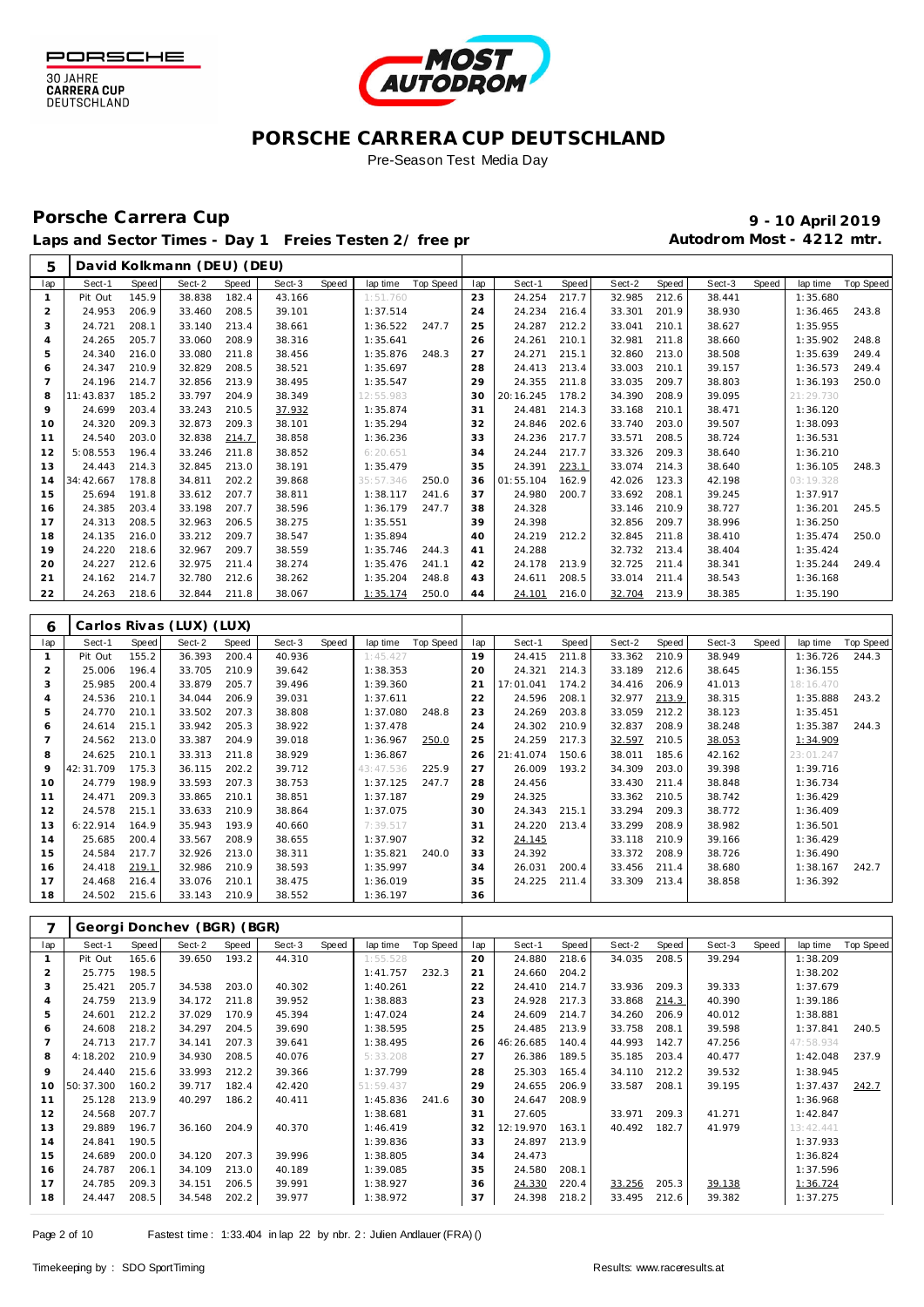# PORSCHE CARRERA CUP DEUTSCHLAND

Pre-Season Test Media Day

## Porsche Carrera Cup

**9 - 10 April 2019**

**Laps and Sector Times - Day 1 Freies Testen 2/ free pr**

**Autodrom Most - 4212 mtr.**

### 5 David Kolkmann (DEU) (DEU)

| lap | Sect-1 | Speed | Sect-2 | Speed | Sect-3 | Speed | lap time | Top Speed | lap | Sect-1 | Speed | Sect-2 | Speed | Sect-3 | Speed | lap time | Top Speed |
|---|---|---|---|---|---|---|---|---|---|---|---|---|---|---|---|---|---|
| 1 | Pit Out | 145.9 | 38.838 | 182.4 | 43.166 | | 1:51.760 | | 23 | 24.254 | 217.7 | 32.985 | 212.6 | 38.441 | | 1:35.680 | |
| 2 | 24.953 | 206.9 | 33.460 | 208.5 | 39.101 | | 1:37.514 | | 24 | 24.234 | 216.4 | 33.301 | 201.9 | 38.930 | | 1:36.465 | 243.8 |
| 3 | 24.721 | 208.1 | 33.140 | 213.4 | 38.661 | | 1:36.522 | 247.7 | 25 | 24.287 | 212.2 | 33.041 | 210.1 | 38.627 | | 1:35.955 | |
| 4 | 24.265 | 205.7 | 33.060 | 208.9 | 38.316 | | 1:35.641 | | 26 | 24.261 | 210.1 | 32.981 | 211.8 | 38.660 | | 1:35.902 | 248.8 |
| 5 | 24.340 | 216.0 | 33.080 | 211.8 | 38.456 | | 1:35.876 | 248.3 | 27 | 24.271 | 215.1 | 32.860 | 213.0 | 38.508 | | 1:35.639 | 249.4 |
| 6 | 24.347 | 210.9 | 32.829 | 208.5 | 38.521 | | 1:35.697 | | 28 | 24.413 | 213.4 | 33.003 | 210.1 | 39.157 | | 1:36.573 | 249.4 |
| 7 | 24.196 | 214.7 | 32.856 | 213.9 | 38.495 | | 1:35.547 | | 29 | 24.355 | 211.8 | 33.035 | 209.7 | 38.803 | | 1:36.193 | 250.0 |
| 8 | 11:43.837 | 185.2 | 33.797 | 204.9 | 38.349 | | 12:55.983 | | 30 | 20:16.245 | 178.2 | 34.390 | 208.9 | 39.095 | | 21:29.730 | |
| 9 | 24.699 | 203.4 | 33.243 | 210.5 | 37.932 | | 1:35.874 | | 31 | 24.481 | 214.3 | 33.168 | 210.1 | 38.471 | | 1:36.120 | |
| 10 | 24.320 | 209.3 | 32.873 | 209.3 | 38.101 | | 1:35.294 | | 32 | 24.846 | 202.6 | 33.740 | 203.0 | 39.507 | | 1:38.093 | |
| 11 | 24.540 | 203.0 | 32.838 | 214.7 | 38.858 | | 1:36.236 | | 33 | 24.236 | 217.7 | 33.571 | 208.5 | 38.724 | | 1:36.531 | |
| 12 | 5:08.553 | 196.4 | 33.246 | 211.8 | 38.852 | | 6:20.651 | | 34 | 24.244 | 217.7 | 33.326 | 209.3 | 38.640 | | 1:36.210 | |
| 13 | 24.443 | 214.3 | 32.845 | 213.0 | 38.191 | | 1:35.479 | | 35 | 24.391 | 223.1 | 33.074 | 214.3 | 38.640 | | 1:36.105 | 248.3 |
| 14 | 34:42.667 | 178.8 | 34.811 | 202.2 | 39.868 | | 35:57.346 | 250.0 | 36 | 01:55.104 | 162.9 | 42.026 | 123.3 | 42.198 | | 03:19.328 | |
| 15 | 25.694 | 191.8 | 33.612 | 207.7 | 38.811 | | 1:38.117 | 241.6 | 37 | 24.980 | 200.7 | 33.692 | 208.1 | 39.245 | | 1:37.917 | |
| 16 | 24.385 | 203.4 | 33.198 | 207.7 | 38.596 | | 1:36.179 | 247.7 | 38 | 24.328 | | 33.146 | 210.9 | 38.727 | | 1:36.201 | 245.5 |
| 17 | 24.313 | 208.5 | 32.963 | 206.5 | 38.275 | | 1:35.551 | | 39 | 24.398 | | 32.856 | 209.7 | 38.996 | | 1:36.250 | |
| 18 | 24.135 | 216.0 | 33.212 | 209.7 | 38.547 | | 1:35.894 | | 40 | 24.219 | 212.2 | 32.845 | 211.8 | 38.410 | | 1:35.474 | 250.0 |
| 19 | 24.220 | 218.6 | 32.967 | 209.7 | 38.559 | | 1:35.746 | 244.3 | 41 | 24.288 | | 32.732 | 213.4 | 38.404 | | 1:35.424 | |
| 20 | 24.227 | 212.6 | 32.975 | 211.4 | 38.274 | | 1:35.476 | 241.1 | 42 | 24.178 | 213.9 | 32.725 | 211.4 | 38.341 | | 1:35.244 | 249.4 |
| 21 | 24.162 | 214.7 | 32.780 | 212.6 | 38.262 | | 1:35.204 | 248.8 | 43 | 24.611 | 208.5 | 33.014 | 211.4 | 38.543 | | 1:36.168 | |
| 22 | 24.263 | 218.6 | 32.844 | 211.8 | 38.067 | | 1:35.174 | 250.0 | 44 | 24.101 | 216.0 | 32.704 | 213.9 | 38.385 | | 1:35.190 | |

### 6 Carlos Rivas (LUX) (LUX)

| lap | Sect-1 | Speed | Sect-2 | Speed | Sect-3 | Speed | lap time | Top Speed | lap | Sect-1 | Speed | Sect-2 | Speed | Sect-3 | Speed | lap time | Top Speed |
|---|---|---|---|---|---|---|---|---|---|---|---|---|---|---|---|---|---|
| 1 | Pit Out | 155.2 | 36.393 | 200.4 | 40.936 | | 1:45.427 | | 19 | 24.415 | 211.8 | 33.362 | 210.9 | 38.949 | | 1:36.726 | 244.3 |
| 2 | 25.006 | 196.4 | 33.705 | 210.9 | 39.642 | | 1:38.353 | | 20 | 24.321 | 214.3 | 33.189 | 212.6 | 38.645 | | 1:36.155 | |
| 3 | 25.985 | 200.4 | 33.879 | 205.7 | 39.496 | | 1:39.360 | | 21 | 17:01.041 | 174.2 | 34.416 | 206.9 | 41.013 | | 18:16.470 | |
| 4 | 24.536 | 210.1 | 34.044 | 206.9 | 39.031 | | 1:37.611 | | 22 | 24.596 | 208.1 | 32.977 | 213.9 | 38.315 | | 1:35.888 | 243.2 |
| 5 | 24.770 | 210.1 | 33.502 | 207.3 | 38.808 | | 1:37.080 | 248.8 | 23 | 24.269 | 203.8 | 33.059 | 212.2 | 38.123 | | 1:35.451 | |
| 6 | 24.614 | 215.1 | 33.942 | 205.3 | 38.922 | | 1:37.478 | | 24 | 24.302 | 210.9 | 32.837 | 208.9 | 38.248 | | 1:35.387 | 244.3 |
| 7 | 24.562 | 213.0 | 33.387 | 204.9 | 39.018 | | 1:36.967 | 250.0 | 25 | 24.259 | 217.3 | 32.597 | 210.5 | 38.053 | | 1:34.909 | |
| 8 | 24.625 | 210.1 | 33.313 | 211.8 | 38.929 | | 1:36.867 | | 26 | 21:41.074 | 150.6 | 38.011 | 185.6 | 42.162 | | 23:01.247 | |
| 9 | 42:31.709 | 175.3 | 36.115 | 202.2 | 39.712 | | 43:47.536 | 225.9 | 27 | 26.009 | 193.2 | 34.309 | 203.0 | 39.398 | | 1:39.716 | |
| 10 | 24.779 | 198.9 | 33.593 | 207.3 | 38.753 | | 1:37.125 | 247.7 | 28 | 24.456 | | 33.430 | 211.4 | 38.848 | | 1:36.734 | |
| 11 | 24.471 | 209.3 | 33.865 | 210.1 | 38.851 | | 1:37.187 | | 29 | 24.325 | | 33.362 | 210.5 | 38.742 | | 1:36.429 | |
| 12 | 24.578 | 215.1 | 33.633 | 210.9 | 38.864 | | 1:37.075 | | 30 | 24.343 | 215.1 | 33.294 | 209.3 | 38.772 | | 1:36.409 | |
| 13 | 6:22.914 | 164.9 | 35.943 | 193.9 | 40.660 | | 7:39.517 | | 31 | 24.220 | 213.4 | 33.299 | 208.9 | 38.982 | | 1:36.501 | |
| 14 | 25.685 | 200.4 | 33.567 | 208.9 | 38.655 | | 1:37.907 | | 32 | 24.145 | | 33.118 | 210.9 | 39.166 | | 1:36.429 | |
| 15 | 24.584 | 217.7 | 32.926 | 213.0 | 38.311 | | 1:35.821 | 240.0 | 33 | 24.392 | | 33.372 | 208.9 | 38.726 | | 1:36.490 | |
| 16 | 24.418 | 219.1 | 32.986 | 210.9 | 38.593 | | 1:35.997 | | 34 | 26.031 | 200.4 | 33.456 | 211.4 | 38.680 | | 1:38.167 | 242.7 |
| 17 | 24.468 | 216.4 | 33.076 | 210.1 | 38.475 | | 1:36.019 | | 35 | 24.225 | 211.4 | 33.309 | 213.4 | 38.858 | | 1:36.392 | |
| 18 | 24.502 | 215.6 | 33.143 | 210.9 | 38.552 | | 1:36.197 | | 36 | | | | | | | | |

### 7 Georgi Donchev (BGR) (BGR)

| lap | Sect-1 | Speed | Sect-2 | Speed | Sect-3 | Speed | lap time | Top Speed | lap | Sect-1 | Speed | Sect-2 | Speed | Sect-3 | Speed | lap time | Top Speed |
|---|---|---|---|---|---|---|---|---|---|---|---|---|---|---|---|---|---|
| 1 | Pit Out | 165.6 | 39.650 | 193.2 | 44.310 | | 1:55.528 | | 20 | 24.880 | 218.6 | 34.035 | 208.5 | 39.294 | | 1:38.209 | |
| 2 | 25.775 | 198.5 | | | | | 1:41.757 | 232.3 | 21 | 24.660 | 204.2 | | | | | 1:38.202 | |
| 3 | 25.421 | 205.7 | 34.538 | 203.0 | 40.302 | | 1:40.261 | | 22 | 24.410 | 214.7 | 33.936 | 209.3 | 39.333 | | 1:37.679 | |
| 4 | 24.759 | 213.9 | 34.172 | 211.8 | 39.952 | | 1:38.883 | | 23 | 24.928 | 217.3 | 33.868 | 214.3 | 40.390 | | 1:39.186 | |
| 5 | 24.601 | 212.2 | 37.029 | 170.9 | 45.394 | | 1:47.024 | | 24 | 24.609 | 214.7 | 34.260 | 206.9 | 40.012 | | 1:38.881 | |
| 6 | 24.608 | 218.2 | 34.297 | 204.5 | 39.690 | | 1:38.595 | | 25 | 24.485 | 213.9 | 33.758 | 208.1 | 39.598 | | 1:37.841 | 240.5 |
| 7 | 24.713 | 217.7 | 34.141 | 207.3 | 39.641 | | 1:38.495 | | 26 | 46:26.685 | 140.4 | 44.993 | 142.7 | 47.256 | | 47:58.934 | |
| 8 | 4:18.202 | 210.9 | 34.930 | 208.5 | 40.076 | | 5:33.208 | | 27 | 26.386 | 189.5 | 35.185 | 203.4 | 40.477 | | 1:42.048 | 237.9 |
| 9 | 24.440 | 215.6 | 33.993 | 212.2 | 39.366 | | 1:37.799 | | 28 | 25.303 | 165.4 | 34.110 | 212.2 | 39.532 | | 1:38.945 | |
| 10 | 50:37.300 | 160.2 | 39.717 | 182.4 | 42.420 | | 51:59.437 | | 29 | 24.655 | 206.9 | 33.587 | 208.1 | 39.195 | | 1:37.437 | 242.7 |
| 11 | 25.128 | 213.9 | 40.297 | 186.2 | 40.411 | | 1:45.836 | 241.6 | 30 | 24.647 | 208.9 | | | | | 1:36.968 | |
| 12 | 24.568 | 207.7 | | | | | 1:38.681 | | 31 | 27.605 | | 33.971 | 209.3 | 41.271 | | 1:42.847 | |
| 13 | 29.889 | 196.7 | 36.160 | 204.9 | 40.370 | | 1:46.419 | | 32 | 12:19.970 | 163.1 | 40.492 | 182.7 | 41.979 | | 13:42.441 | |
| 14 | 24.841 | 190.5 | | | | | 1:39.836 | | 33 | 24.897 | 213.9 | | | | | 1:37.933 | |
| 15 | 24.689 | 200.0 | 34.120 | 207.3 | 39.996 | | 1:38.805 | | 34 | 24.473 | | | | | | 1:36.824 | |
| 16 | 24.787 | 206.1 | 34.109 | 213.0 | 40.189 | | 1:39.085 | | 35 | 24.580 | 208.1 | | | | | 1:37.596 | |
| 17 | 24.785 | 209.3 | 34.151 | 206.5 | 39.991 | | 1:38.927 | | 36 | 24.330 | 220.4 | 33.256 | 205.3 | 39.138 | | 1:36.724 | |
| 18 | 24.447 | 208.5 | 34.548 | 202.2 | 39.977 | | 1:38.972 | | 37 | 24.398 | 218.2 | 33.495 | 212.6 | 39.382 | | 1:37.275 | |

Fastest time : 1:33.404 in lap 22 by nbr. 2 : Julien Andlauer (FRA) ()

Timekeeping by : SDO SportTiming

Results: www.raceresults.at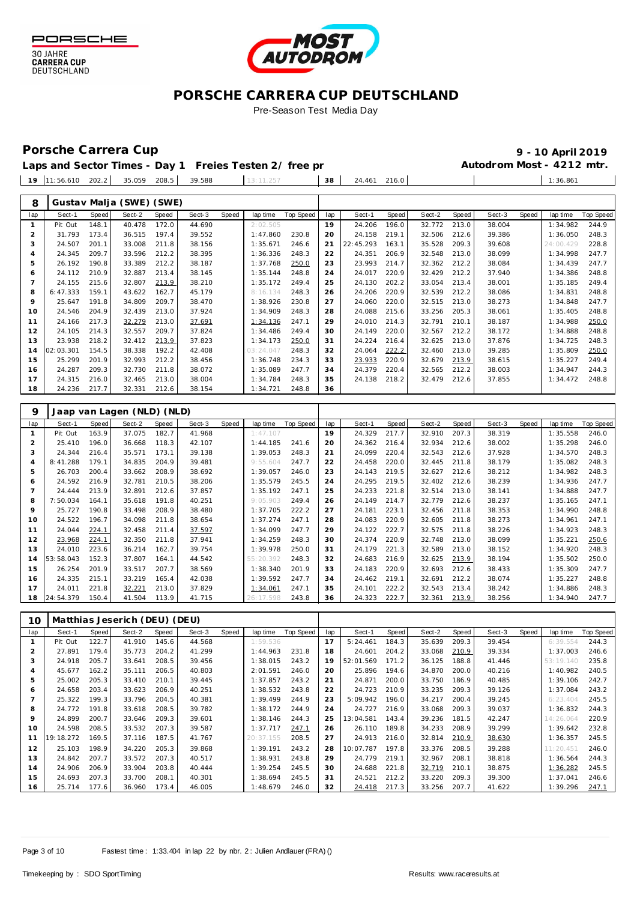# PORSCHE CARRERA CUP DEUTSCHLAND

Pre-Season Test Media Day

## Porsche Carrera Cup

**9 - 10 April 2019**

**Laps and Sector Times - Day 1 Freies Testen 2/ free pr** **Autodrom Most - 4212 mtr.**

| 19 | 11:56.610 | 202.2 | 35.059 | 208.5 | 39.588 | | 13:11.257 | | 38 | 24.461 | 216.0 | | | | | 1:36.861 | |
|---|---|---|---|---|---|---|---|---|---|---|---|---|---|---|---|---|---|

### 8 Gustav Malja (SWE) (SWE)

| lap | Sect-1 | Speed | Sect-2 | Speed | Sect-3 | Speed | lap time | Top Speed | lap | Sect-1 | Speed | Sect-2 | Speed | Sect-3 | Speed | lap time | Top Speed |
|---|---|---|---|---|---|---|---|---|---|---|---|---|---|---|---|---|---|
| 1 | Pit Out | 148.1 | 40.478 | 172.0 | 44.690 | | 2:02.505 | | 19 | 24.206 | 196.0 | 32.772 | 213.0 | 38.004 | | 1:34.982 | 244.9 |
| 2 | 31.793 | 173.4 | 36.515 | 197.4 | 39.552 | | 1:47.860 | 230.8 | 20 | 24.158 | 219.1 | 32.506 | 212.6 | 39.386 | | 1:36.050 | 248.3 |
| 3 | 24.507 | 201.1 | 33.008 | 211.8 | 38.156 | | 1:35.671 | 246.6 | 21 | 22:45.293 | 163.1 | 35.528 | 209.3 | 39.608 | | 24:00.429 | 228.8 |
| 4 | 24.345 | 209.7 | 33.596 | 212.2 | 38.395 | | 1:36.336 | 248.3 | 22 | 24.351 | 206.9 | 32.548 | 213.0 | 38.099 | | 1:34.998 | 247.7 |
| 5 | 26.192 | 190.8 | 33.389 | 212.2 | 38.187 | | 1:37.768 | 250.0 | 23 | 23.993 | 214.7 | 32.362 | 212.2 | 38.084 | | 1:34.439 | 247.7 |
| 6 | 24.112 | 210.9 | 32.887 | 213.4 | 38.145 | | 1:35.144 | 248.8 | 24 | 24.017 | 220.9 | 32.429 | 212.2 | 37.940 | | 1:34.386 | 248.8 |
| 7 | 24.155 | 215.6 | 32.807 | 213.9 | 38.210 | | 1:35.172 | 249.4 | 25 | 24.130 | 202.2 | 33.054 | 213.4 | 38.001 | | 1:35.185 | 249.4 |
| 8 | 6:47.333 | 159.1 | 43.622 | 162.7 | 45.179 | | 8:16.134 | 248.3 | 26 | 24.206 | 220.9 | 32.539 | 212.2 | 38.086 | | 1:34.831 | 248.8 |
| 9 | 25.647 | 191.8 | 34.809 | 209.7 | 38.470 | | 1:38.926 | 230.8 | 27 | 24.060 | 220.0 | 32.515 | 213.0 | 38.273 | | 1:34.848 | 247.7 |
| 10 | 24.546 | 204.9 | 32.439 | 213.0 | 37.924 | | 1:34.909 | 248.3 | 28 | 24.088 | 215.6 | 33.256 | 205.3 | 38.061 | | 1:35.405 | 248.8 |
| 11 | 24.166 | 217.3 | 32.279 | 213.0 | 37.691 | | 1:34.136 | 247.1 | 29 | 24.010 | 214.3 | 32.791 | 210.1 | 38.187 | | 1:34.988 | 250.0 |
| 12 | 24.105 | 214.3 | 32.557 | 209.7 | 37.824 | | 1:34.486 | 249.4 | 30 | 24.149 | 220.0 | 32.567 | 212.2 | 38.172 | | 1:34.888 | 248.8 |
| 13 | 23.938 | 218.2 | 32.412 | 213.9 | 37.823 | | 1:34.173 | 250.0 | 31 | 24.224 | 216.4 | 32.625 | 213.0 | 37.876 | | 1:34.725 | 248.3 |
| 14 | 02:03.301 | 154.5 | 38.338 | 192.2 | 42.408 | | 03:24.047 | 248.3 | 32 | 24.064 | 222.2 | 32.460 | 213.0 | 39.285 | | 1:35.809 | 250.0 |
| 15 | 25.299 | 201.9 | 32.993 | 212.2 | 38.456 | | 1:36.748 | 234.3 | 33 | 23.933 | 220.9 | 32.679 | 213.9 | 38.615 | | 1:35.227 | 249.4 |
| 16 | 24.287 | 209.3 | 32.730 | 211.8 | 38.072 | | 1:35.089 | 247.7 | 34 | 24.379 | 220.4 | 32.565 | 212.2 | 38.003 | | 1:34.947 | 244.3 |
| 17 | 24.315 | 216.0 | 32.465 | 213.0 | 38.004 | | 1:34.784 | 248.3 | 35 | 24.138 | 218.2 | 32.479 | 212.6 | 37.855 | | 1:34.472 | 248.8 |
| 18 | 24.236 | 217.7 | 32.331 | 212.6 | 38.154 | | 1:34.721 | 248.8 | 36 | | | | | | | | |

### 9 Jaap van Lagen (NLD) (NLD)

| lap | Sect-1 | Speed | Sect-2 | Speed | Sect-3 | Speed | lap time | Top Speed | lap | Sect-1 | Speed | Sect-2 | Speed | Sect-3 | Speed | lap time | Top Speed |
|---|---|---|---|---|---|---|---|---|---|---|---|---|---|---|---|---|---|
| 1 | Pit Out | 163.9 | 37.075 | 182.7 | 41.968 | | 1:47.107 | | 19 | 24.329 | 217.7 | 32.910 | 207.3 | 38.319 | | 1:35.558 | 246.0 |
| 2 | 25.410 | 196.0 | 36.668 | 118.3 | 42.107 | | 1:44.185 | 241.6 | 20 | 24.362 | 216.4 | 32.934 | 212.6 | 38.002 | | 1:35.298 | 246.0 |
| 3 | 24.344 | 216.4 | 35.571 | 173.1 | 39.138 | | 1:39.053 | 248.3 | 21 | 24.099 | 220.4 | 32.543 | 212.6 | 37.928 | | 1:34.570 | 248.3 |
| 4 | 8:41.288 | 179.1 | 34.835 | 204.9 | 39.481 | | 9:55.604 | 247.7 | 22 | 24.458 | 220.0 | 32.445 | 211.8 | 38.179 | | 1:35.082 | 248.3 |
| 5 | 26.703 | 200.4 | 33.662 | 208.9 | 38.692 | | 1:39.057 | 246.0 | 23 | 24.143 | 219.5 | 32.627 | 212.6 | 38.212 | | 1:34.982 | 248.3 |
| 6 | 24.592 | 216.9 | 32.781 | 210.5 | 38.206 | | 1:35.579 | 245.5 | 24 | 24.295 | 219.5 | 32.402 | 212.6 | 38.239 | | 1:34.936 | 247.7 |
| 7 | 24.444 | 213.9 | 32.891 | 212.6 | 37.857 | | 1:35.192 | 247.1 | 25 | 24.233 | 221.8 | 32.514 | 213.0 | 38.141 | | 1:34.888 | 247.7 |
| 8 | 7:50.034 | 164.1 | 35.618 | 191.8 | 40.251 | | 9:05.903 | 249.4 | 26 | 24.149 | 214.7 | 32.779 | 212.6 | 38.237 | | 1:35.165 | 247.1 |
| 9 | 25.727 | 190.8 | 33.498 | 208.9 | 38.480 | | 1:37.705 | 222.2 | 27 | 24.181 | 223.1 | 32.456 | 211.8 | 38.353 | | 1:34.990 | 248.8 |
| 10 | 24.522 | 196.7 | 34.098 | 211.8 | 38.654 | | 1:37.274 | 247.1 | 28 | 24.083 | 220.9 | 32.605 | 211.8 | 38.273 | | 1:34.961 | 247.1 |
| 11 | 24.044 | 224.1 | 32.458 | 211.4 | 37.597 | | 1:34.099 | 247.7 | 29 | 24.122 | 222.7 | 32.575 | 211.8 | 38.226 | | 1:34.923 | 248.3 |
| 12 | 23.968 | 224.1 | 32.350 | 211.8 | 37.941 | | 1:34.259 | 248.3 | 30 | 24.374 | 220.9 | 32.748 | 213.0 | 38.099 | | 1:35.221 | 250.6 |
| 13 | 24.010 | 223.6 | 36.214 | 162.7 | 39.754 | | 1:39.978 | 250.0 | 31 | 24.179 | 221.3 | 32.589 | 213.0 | 38.152 | | 1:34.920 | 248.3 |
| 14 | 53:58.043 | 152.3 | 37.807 | 164.1 | 44.542 | | 55:20.392 | 248.3 | 32 | 24.683 | 216.9 | 32.625 | 213.9 | 38.194 | | 1:35.502 | 250.0 |
| 15 | 26.254 | 201.9 | 33.517 | 207.7 | 38.569 | | 1:38.340 | 201.9 | 33 | 24.183 | 220.9 | 32.693 | 212.6 | 38.433 | | 1:35.309 | 247.7 |
| 16 | 24.335 | 215.1 | 33.219 | 165.4 | 42.038 | | 1:39.592 | 247.7 | 34 | 24.462 | 219.1 | 32.691 | 212.2 | 38.074 | | 1:35.227 | 248.8 |
| 17 | 24.011 | 221.8 | 32.221 | 213.0 | 37.829 | | 1:34.061 | 247.1 | 35 | 24.101 | 222.2 | 32.543 | 213.4 | 38.242 | | 1:34.886 | 248.3 |
| 18 | 24:54.379 | 150.4 | 41.504 | 113.9 | 41.715 | | 26:17.598 | 243.8 | 36 | 24.323 | 222.7 | 32.361 | 213.9 | 38.256 | | 1:34.940 | 247.7 |

### 10 Matthias Jeserich (DEU) (DEU)

| lap | Sect-1 | Speed | Sect-2 | Speed | Sect-3 | Speed | lap time | Top Speed | lap | Sect-1 | Speed | Sect-2 | Speed | Sect-3 | Speed | lap time | Top Speed |
|---|---|---|---|---|---|---|---|---|---|---|---|---|---|---|---|---|---|
| 1 | Pit Out | 122.7 | 41.910 | 145.6 | 44.568 | | 1:59.536 | | 17 | 5:24.461 | 184.3 | 35.639 | 209.3 | 39.454 | | 6:39.554 | 244.3 |
| 2 | 27.891 | 179.4 | 35.773 | 204.2 | 41.299 | | 1:44.963 | 231.8 | 18 | 24.601 | 204.2 | 33.068 | 210.9 | 39.334 | | 1:37.003 | 246.6 |
| 3 | 24.918 | 205.7 | 33.641 | 208.5 | 39.456 | | 1:38.015 | 243.2 | 19 | 52:01.569 | 171.2 | 36.125 | 188.8 | 41.446 | | 53:19.140 | 235.8 |
| 4 | 45.677 | 162.2 | 35.111 | 206.5 | 40.803 | | 2:01.591 | 246.0 | 20 | 25.896 | 194.6 | 34.870 | 200.0 | 40.216 | | 1:40.982 | 240.5 |
| 5 | 25.002 | 205.3 | 33.410 | 210.1 | 39.445 | | 1:37.857 | 243.2 | 21 | 24.871 | 200.0 | 33.750 | 186.9 | 40.485 | | 1:39.106 | 242.7 |
| 6 | 24.658 | 203.4 | 33.623 | 206.9 | 40.251 | | 1:38.532 | 243.8 | 22 | 24.723 | 210.9 | 33.235 | 209.3 | 39.126 | | 1:37.084 | 243.2 |
| 7 | 25.322 | 199.3 | 33.796 | 204.5 | 40.381 | | 1:39.499 | 244.9 | 23 | 5:09.942 | 196.0 | 34.217 | 200.4 | 39.245 | | 6:23.404 | 245.5 |
| 8 | 24.772 | 191.8 | 33.618 | 208.5 | 39.782 | | 1:38.172 | 244.9 | 24 | 24.727 | 216.9 | 33.068 | 209.3 | 39.037 | | 1:36.832 | 244.3 |
| 9 | 24.899 | 200.7 | 33.646 | 209.3 | 39.601 | | 1:38.146 | 244.3 | 25 | 13:04.581 | 143.4 | 39.236 | 181.5 | 42.247 | | 14:26.064 | 220.9 |
| 10 | 24.598 | 208.5 | 33.532 | 207.3 | 39.587 | | 1:37.717 | 247.1 | 26 | 26.110 | 189.8 | 34.233 | 208.9 | 39.299 | | 1:39.642 | 232.8 |
| 11 | 19:18.272 | 169.5 | 37.116 | 187.5 | 41.767 | | 20:37.155 | 208.5 | 27 | 24.913 | 216.0 | 32.814 | 210.9 | 38.630 | | 1:36.357 | 245.5 |
| 12 | 25.103 | 198.9 | 34.220 | 205.3 | 39.868 | | 1:39.191 | 243.2 | 28 | 10:07.787 | 197.8 | 33.376 | 208.5 | 39.288 | | 11:20.451 | 246.0 |
| 13 | 24.842 | 207.7 | 33.572 | 207.3 | 40.517 | | 1:38.931 | 243.8 | 29 | 24.779 | 219.1 | 32.967 | 208.1 | 38.818 | | 1:36.564 | 244.3 |
| 14 | 24.906 | 206.9 | 33.904 | 203.8 | 40.444 | | 1:39.254 | 245.5 | 30 | 24.688 | 221.8 | 32.719 | 210.1 | 38.875 | | 1:36.282 | 245.5 |
| 15 | 24.693 | 207.3 | 33.700 | 208.1 | 40.301 | | 1:38.694 | 245.5 | 31 | 24.521 | 212.2 | 33.220 | 209.3 | 39.300 | | 1:37.041 | 246.6 |
| 16 | 25.714 | 177.6 | 36.960 | 173.4 | 46.005 | | 1:48.679 | 246.0 | 32 | 24.418 | 217.3 | 33.256 | 207.7 | 41.622 | | 1:39.296 | 247.1 |

Fastest time : 1:33.404 in lap 22 by nbr. 2 : Julien Andlauer (FRA) ()

Timekeeping by : SDO SportTiming Results: www.raceresults.at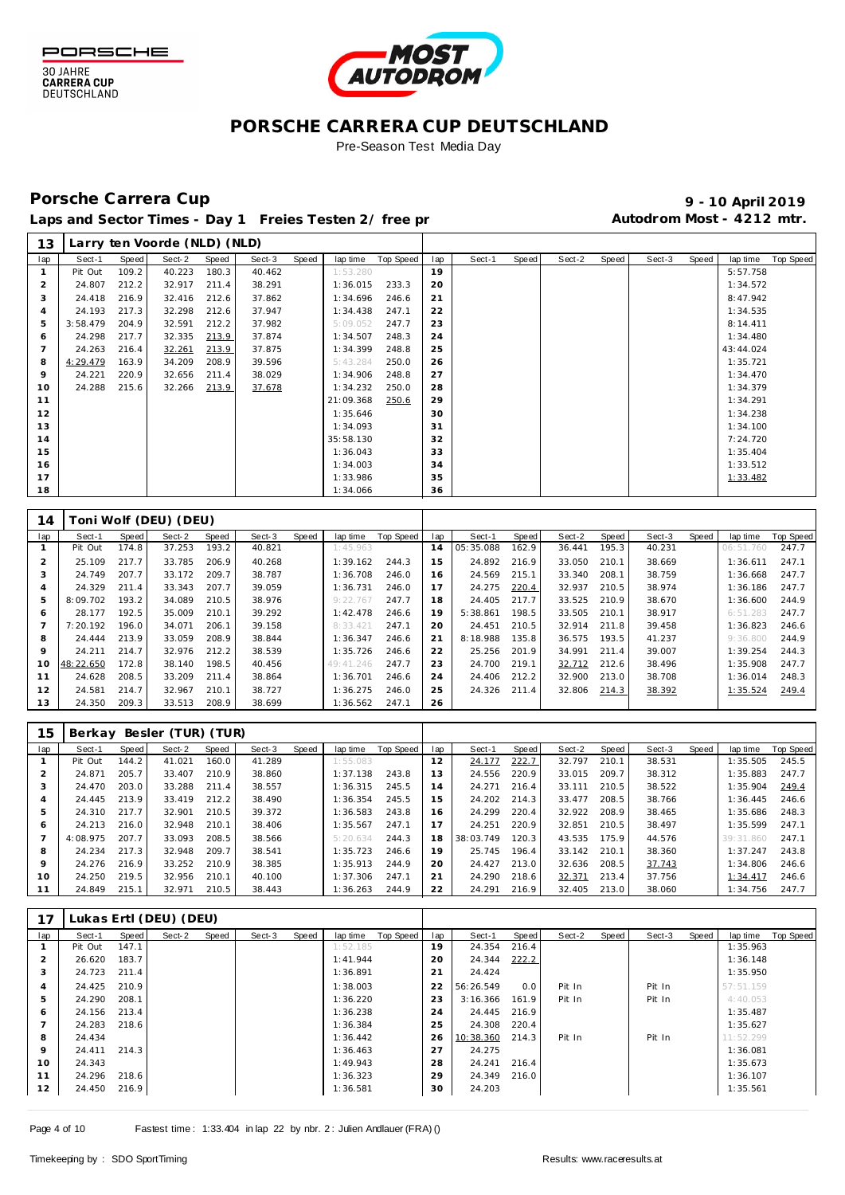# PORSCHE CARRERA CUP DEUTSCHLAND

Pre-Season Test Media Day

## Porsche Carrera Cup

**9 - 10 April 2019**

**Laps and Sector Times - Day 1 Freies Testen 2/ free pr**

**Autodrom Most - 4212 mtr.**

| 13 | Larry ten Voorde (NLD) (NLD) | | | | | | | | | | | | | | | | |
|---|---|---|---|---|---|---|---|---|---|---|---|---|---|---|---|---|---|
| lap | Sect-1 | Speed | Sect-2 | Speed | Sect-3 | Speed | lap time | Top Speed | lap | Sect-1 | Speed | Sect-2 | Speed | Sect-3 | Speed | lap time | Top Speed |
| 1 | Pit Out | 109.2 | 40.223 | 180.3 | 40.462 | | 1:53.280 | | 19 | | | | | | | 5:57.758 | |
| 2 | 24.807 | 212.2 | 32.917 | 211.4 | 38.291 | | 1:36.015 | 233.3 | 20 | | | | | | | 1:34.572 | |
| 3 | 24.418 | 216.9 | 32.416 | 212.6 | 37.862 | | 1:34.696 | 246.6 | 21 | | | | | | | 8:47.942 | |
| 4 | 24.193 | 217.3 | 32.298 | 212.6 | 37.947 | | 1:34.438 | 247.1 | 22 | | | | | | | 1:34.535 | |
| 5 | 3:58.479 | 204.9 | 32.591 | 212.2 | 37.982 | | 5:09.052 | 247.7 | 23 | | | | | | | 8:14.411 | |
| 6 | 24.298 | 217.7 | 32.335 | 213.9 | 37.874 | | 1:34.507 | 248.3 | 24 | | | | | | | 1:34.480 | |
| 7 | 24.263 | 216.4 | 32.261 | 213.9 | 37.875 | | 1:34.399 | 248.8 | 25 | | | | | | | 43:44.024 | |
| 8 | 4:29.479 | 163.9 | 34.209 | 208.9 | 39.596 | | 5:43.284 | 250.0 | 26 | | | | | | | 1:35.721 | |
| 9 | 24.221 | 220.9 | 32.656 | 211.4 | 38.029 | | 1:34.906 | 248.8 | 27 | | | | | | | 1:34.470 | |
| 10 | 24.288 | 215.6 | 32.266 | 213.9 | 37.678 | | 1:34.232 | 250.0 | 28 | | | | | | | 1:34.379 | |
| 11 | | | | | | | 21:09.368 | 250.6 | 29 | | | | | | | 1:34.291 | |
| 12 | | | | | | | 1:35.646 | | 30 | | | | | | | 1:34.238 | |
| 13 | | | | | | | 1:34.093 | | 31 | | | | | | | 1:34.100 | |
| 14 | | | | | | | 35:58.130 | | 32 | | | | | | | 7:24.720 | |
| 15 | | | | | | | 1:36.043 | | 33 | | | | | | | 1:35.404 | |
| 16 | | | | | | | 1:34.003 | | 34 | | | | | | | 1:33.512 | |
| 17 | | | | | | | 1:33.986 | | 35 | | | | | | | 1:33.482 | |
| 18 | | | | | | | 1:34.066 | | 36 | | | | | | | | |

| 14 | Toni Wolf (DEU) (DEU) | | | | | | | | | | | | | | | | |
|---|---|---|---|---|---|---|---|---|---|---|---|---|---|---|---|---|---|
| lap | Sect-1 | Speed | Sect-2 | Speed | Sect-3 | Speed | lap time | Top Speed | lap | Sect-1 | Speed | Sect-2 | Speed | Sect-3 | Speed | lap time | Top Speed |
| 1 | Pit Out | 174.8 | 37.253 | 193.2 | 40.821 | | 1:45.963 | | 14 | 05:35.088 | 162.9 | 36.441 | 195.3 | 40.231 | | 06:51.760 | 247.7 |
| 2 | 25.109 | 217.7 | 33.785 | 206.9 | 40.268 | | 1:39.162 | 244.3 | 15 | 24.892 | 216.9 | 33.050 | 210.1 | 38.669 | | 1:36.611 | 247.1 |
| 3 | 24.749 | 207.7 | 33.172 | 209.7 | 38.787 | | 1:36.708 | 246.0 | 16 | 24.569 | 215.1 | 33.340 | 208.1 | 38.759 | | 1:36.668 | 247.7 |
| 4 | 24.329 | 211.4 | 33.343 | 207.7 | 39.059 | | 1:36.731 | 246.0 | 17 | 24.275 | 220.4 | 32.937 | 210.5 | 38.974 | | 1:36.186 | 247.7 |
| 5 | 8:09.702 | 193.2 | 34.089 | 210.5 | 38.976 | | 9:22.767 | 247.7 | 18 | 24.405 | 217.7 | 33.525 | 210.9 | 38.670 | | 1:36.600 | 244.9 |
| 6 | 28.177 | 192.5 | 35.009 | 210.1 | 39.292 | | 1:42.478 | 246.6 | 19 | 5:38.861 | 198.5 | 33.505 | 210.1 | 38.917 | | 6:51.283 | 247.7 |
| 7 | 7:20.192 | 196.0 | 34.071 | 206.1 | 39.158 | | 8:33.421 | 247.1 | 20 | 24.451 | 210.5 | 32.914 | 211.8 | 39.458 | | 1:36.823 | 246.6 |
| 8 | 24.444 | 213.9 | 33.059 | 208.9 | 38.844 | | 1:36.347 | 246.6 | 21 | 8:18.988 | 135.8 | 36.575 | 193.5 | 41.237 | | 9:36.800 | 244.9 |
| 9 | 24.211 | 214.7 | 32.976 | 212.2 | 38.539 | | 1:35.726 | 246.6 | 22 | 25.256 | 201.9 | 34.991 | 211.4 | 39.007 | | 1:39.254 | 244.3 |
| 10 | 48:22.650 | 172.8 | 38.140 | 198.5 | 40.456 | | 49:41.246 | 247.7 | 23 | 24.700 | 219.1 | 32.712 | 212.6 | 38.496 | | 1:35.908 | 247.7 |
| 11 | 24.628 | 208.5 | 33.209 | 211.4 | 38.864 | | 1:36.701 | 246.6 | 24 | 24.406 | 212.2 | 32.900 | 213.0 | 38.708 | | 1:36.014 | 248.3 |
| 12 | 24.581 | 214.7 | 32.967 | 210.1 | 38.727 | | 1:36.275 | 246.0 | 25 | 24.326 | 211.4 | 32.806 | 214.3 | 38.392 | | 1:35.524 | 249.4 |
| 13 | 24.350 | 209.3 | 33.513 | 208.9 | 38.699 | | 1:36.562 | 247.1 | 26 | | | | | | | | |

| 15 | Berkay Besler (TUR) (TUR) | | | | | | | | | | | | | | | | |
|---|---|---|---|---|---|---|---|---|---|---|---|---|---|---|---|---|---|
| lap | Sect-1 | Speed | Sect-2 | Speed | Sect-3 | Speed | lap time | Top Speed | lap | Sect-1 | Speed | Sect-2 | Speed | Sect-3 | Speed | lap time | Top Speed |
| 1 | Pit Out | 144.2 | 41.021 | 160.0 | 41.289 | | 1:55.083 | | 12 | 24.177 | 222.7 | 32.797 | 210.1 | 38.531 | | 1:35.505 | 245.5 |
| 2 | 24.871 | 205.7 | 33.407 | 210.9 | 38.860 | | 1:37.138 | 243.8 | 13 | 24.556 | 220.9 | 33.015 | 209.7 | 38.312 | | 1:35.883 | 247.7 |
| 3 | 24.470 | 203.0 | 33.288 | 211.4 | 38.557 | | 1:36.315 | 245.5 | 14 | 24.271 | 216.4 | 33.111 | 210.5 | 38.522 | | 1:35.904 | 249.4 |
| 4 | 24.445 | 213.9 | 33.419 | 212.2 | 38.490 | | 1:36.354 | 245.5 | 15 | 24.202 | 214.3 | 33.477 | 208.5 | 38.766 | | 1:36.445 | 246.6 |
| 5 | 24.310 | 217.7 | 32.901 | 210.5 | 39.372 | | 1:36.583 | 243.8 | 16 | 24.299 | 220.4 | 32.922 | 208.9 | 38.465 | | 1:35.686 | 248.3 |
| 6 | 24.213 | 216.0 | 32.948 | 210.1 | 38.406 | | 1:35.567 | 247.1 | 17 | 24.251 | 220.9 | 32.851 | 210.5 | 38.497 | | 1:35.599 | 247.1 |
| 7 | 4:08.975 | 207.7 | 33.093 | 208.5 | 38.566 | | 5:20.634 | 244.3 | 18 | 38:03.749 | 120.3 | 43.535 | 175.9 | 44.576 | | 39:31.860 | 247.1 |
| 8 | 24.234 | 217.3 | 32.948 | 209.7 | 38.541 | | 1:35.723 | 246.6 | 19 | 25.745 | 196.4 | 33.142 | 210.1 | 38.360 | | 1:37.247 | 243.8 |
| 9 | 24.276 | 216.9 | 33.252 | 210.9 | 38.385 | | 1:35.913 | 244.9 | 20 | 24.427 | 213.0 | 32.636 | 208.5 | 37.743 | | 1:34.806 | 246.6 |
| 10 | 24.250 | 219.5 | 32.956 | 210.1 | 40.100 | | 1:37.306 | 247.1 | 21 | 24.290 | 218.6 | 32.371 | 213.4 | 37.756 | | 1:34.417 | 246.6 |
| 11 | 24.849 | 215.1 | 32.971 | 210.5 | 38.443 | | 1:36.263 | 244.9 | 22 | 24.291 | 216.9 | 32.405 | 213.0 | 38.060 | | 1:34.756 | 247.7 |

| 17 | Lukas Ertl (DEU) (DEU) | | | | | | | | | | | | | | | | |
|---|---|---|---|---|---|---|---|---|---|---|---|---|---|---|---|---|---|
| lap | Sect-1 | Speed | Sect-2 | Speed | Sect-3 | Speed | lap time | Top Speed | lap | Sect-1 | Speed | Sect-2 | Speed | Sect-3 | Speed | lap time | Top Speed |
| 1 | Pit Out | 147.1 | | | | | 1:52.185 | | 19 | 24.354 | 216.4 | | | | | 1:35.963 | |
| 2 | 26.620 | 183.7 | | | | | 1:41.944 | | 20 | 24.344 | 222.2 | | | | | 1:36.148 | |
| 3 | 24.723 | 211.4 | | | | | 1:36.891 | | 21 | 24.424 | | | | | | 1:35.950 | |
| 4 | 24.425 | 210.9 | | | | | 1:38.003 | | 22 | 56:26.549 | 0.0 | Pit In | | Pit In | | 57:51.159 | |
| 5 | 24.290 | 208.1 | | | | | 1:36.220 | | 23 | 3:16.366 | 161.9 | Pit In | | Pit In | | 4:40.053 | |
| 6 | 24.156 | 213.4 | | | | | 1:36.238 | | 24 | 24.445 | 216.9 | | | | | 1:35.487 | |
| 7 | 24.283 | 218.6 | | | | | 1:36.384 | | 25 | 24.308 | 220.4 | | | | | 1:35.627 | |
| 8 | 24.434 | | | | | | 1:36.442 | | 26 | 10:38.360 | 214.3 | Pit In | | Pit In | | 11:52.299 | |
| 9 | 24.411 | 214.3 | | | | | 1:36.463 | | 27 | 24.275 | | | | | | 1:36.081 | |
| 10 | 24.343 | | | | | | 1:49.943 | | 28 | 24.241 | 216.4 | | | | | 1:35.673 | |
| 11 | 24.296 | 218.6 | | | | | 1:36.323 | | 29 | 24.349 | 216.0 | | | | | 1:36.107 | |
| 12 | 24.450 | 216.9 | | | | | 1:36.581 | | 30 | 24.203 | | | | | | 1:35.561 | |

Fastest time : 1:33.404 in lap 22 by nbr. 2 : Julien Andlauer (FRA) ()

Timekeeping by : SDO SportTiming

Results: www.raceresults.at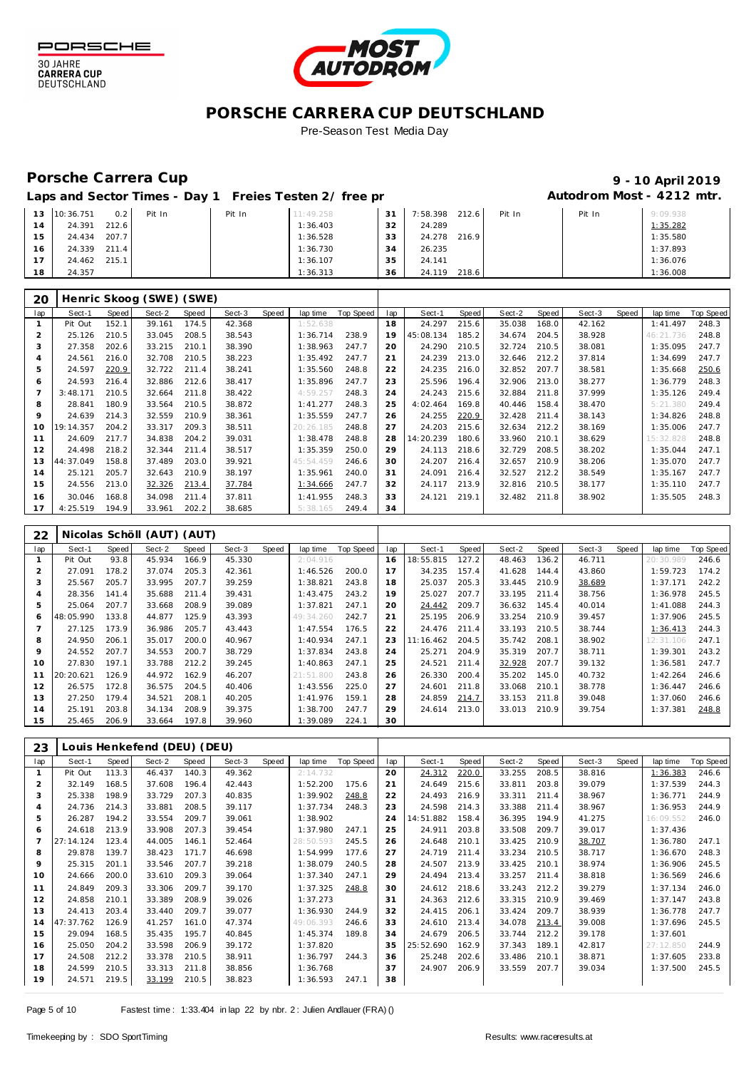# PORSCHE CARRERA CUP DEUTSCHLAND

Pre-Season Test Media Day

## Porsche Carrera Cup

**9 - 10 April 2019**

### Laps and Sector Times - Day 1 Freies Testen 2/ free pr

**Autodrom Most - 4212 mtr.**

| lap | Sect-1 | Speed | Sect-2 | Speed | Sect-3 | Speed | lap time | Top Speed | lap | Sect-1 | Speed | Sect-2 | Speed | Sect-3 | Speed | lap time | Top Speed |
|---|---|---|---|---|---|---|---|---|---|---|---|---|---|---|---|---|---|
| 13 | 10:36.751 | 0.2 | Pit In | | Pit In | | 11:49.258 | | 31 | 7:58.398 | 212.6 | Pit In | | Pit In | | 9:09.938 | |
| 14 | 24.391 | 212.6 | | | | | 1:36.403 | | 32 | 24.289 | | | | | | 1:35.282 | |
| 15 | 24.434 | 207.7 | | | | | 1:36.528 | | 33 | 24.278 | 216.9 | | | | | 1:35.580 | |
| 16 | 24.339 | 211.4 | | | | | 1:36.730 | | 34 | 26.235 | | | | | | 1:37.893 | |
| 17 | 24.462 | 215.1 | | | | | 1:36.107 | | 35 | 24.141 | | | | | | 1:36.076 | |
| 18 | 24.357 | | | | | | 1:36.313 | | 36 | 24.119 | 218.6 | | | | | 1:36.008 | |

### 20 Henric Skoog (SWE) (SWE)

| lap | Sect-1 | Speed | Sect-2 | Speed | Sect-3 | Speed | lap time | Top Speed | lap | Sect-1 | Speed | Sect-2 | Speed | Sect-3 | Speed | lap time | Top Speed |
|---|---|---|---|---|---|---|---|---|---|---|---|---|---|---|---|---|---|
| 1 | Pit Out | 152.1 | 39.161 | 174.5 | 42.368 | | 1:52.638 | | 18 | 24.297 | 215.6 | 35.038 | 168.0 | 42.162 | | 1:41.497 | 248.3 |
| 2 | 25.126 | 210.5 | 33.045 | 208.5 | 38.543 | | 1:36.714 | 238.9 | 19 | 45:08.134 | 185.2 | 34.674 | 204.5 | 38.928 | | 46:21.736 | 248.8 |
| 3 | 27.358 | 202.6 | 33.215 | 210.1 | 38.390 | | 1:38.963 | 247.7 | 20 | 24.290 | 210.5 | 32.724 | 210.5 | 38.081 | | 1:35.095 | 247.7 |
| 4 | 24.561 | 216.0 | 32.708 | 210.5 | 38.223 | | 1:35.492 | 247.7 | 21 | 24.239 | 213.0 | 32.646 | 212.2 | 37.814 | | 1:34.699 | 247.7 |
| 5 | 24.597 | 220.9 | 32.722 | 211.4 | 38.241 | | 1:35.560 | 248.8 | 22 | 24.235 | 216.0 | 32.852 | 207.7 | 38.581 | | 1:35.668 | 250.6 |
| 6 | 24.593 | 216.4 | 32.886 | 212.6 | 38.417 | | 1:35.896 | 247.7 | 23 | 25.596 | 196.4 | 32.906 | 213.0 | 38.277 | | 1:36.779 | 248.3 |
| 7 | 3:48.171 | 210.5 | 32.664 | 211.8 | 38.422 | | 4:59.257 | 248.3 | 24 | 24.243 | 215.6 | 32.884 | 211.8 | 37.999 | | 1:35.126 | 249.4 |
| 8 | 28.841 | 180.9 | 33.564 | 210.5 | 38.872 | | 1:41.277 | 248.3 | 25 | 4:02.464 | 169.8 | 40.446 | 158.4 | 38.470 | | 5:21.380 | 249.4 |
| 9 | 24.639 | 214.3 | 32.559 | 210.9 | 38.361 | | 1:35.559 | 247.7 | 26 | 24.255 | 220.9 | 32.428 | 211.4 | 38.143 | | 1:34.826 | 248.8 |
| 10 | 19:14.357 | 204.2 | 33.317 | 209.3 | 38.511 | | 20:26.185 | 248.8 | 27 | 24.203 | 215.6 | 32.634 | 212.2 | 38.169 | | 1:35.006 | 247.7 |
| 11 | 24.609 | 217.7 | 34.838 | 204.2 | 39.031 | | 1:38.478 | 248.8 | 28 | 14:20.239 | 180.6 | 33.960 | 210.1 | 38.629 | | 15:32.828 | 248.8 |
| 12 | 24.498 | 218.2 | 32.344 | 211.4 | 38.517 | | 1:35.359 | 250.0 | 29 | 24.113 | 218.6 | 32.729 | 208.5 | 38.202 | | 1:35.044 | 247.1 |
| 13 | 44:37.049 | 158.8 | 37.489 | 203.0 | 39.921 | | 45:54.459 | 246.6 | 30 | 24.207 | 216.4 | 32.657 | 210.9 | 38.206 | | 1:35.070 | 247.7 |
| 14 | 25.121 | 205.7 | 32.643 | 210.9 | 38.197 | | 1:35.961 | 240.0 | 31 | 24.091 | 216.4 | 32.527 | 212.2 | 38.549 | | 1:35.167 | 247.7 |
| 15 | 24.556 | 213.0 | 32.326 | 213.4 | 37.784 | | 1:34.666 | 247.7 | 32 | 24.117 | 213.9 | 32.816 | 210.5 | 38.177 | | 1:35.110 | 247.7 |
| 16 | 30.046 | 168.8 | 34.098 | 211.4 | 37.811 | | 1:41.955 | 248.3 | 33 | 24.121 | 219.1 | 32.482 | 211.8 | 38.902 | | 1:35.505 | 248.3 |
| 17 | 4:25.519 | 194.9 | 33.961 | 202.2 | 38.685 | | 5:38.165 | 249.4 | 34 | | | | | | | | |

### 22 Nicolas Schöll (AUT) (AUT)

| lap | Sect-1 | Speed | Sect-2 | Speed | Sect-3 | Speed | lap time | Top Speed | lap | Sect-1 | Speed | Sect-2 | Speed | Sect-3 | Speed | lap time | Top Speed |
|---|---|---|---|---|---|---|---|---|---|---|---|---|---|---|---|---|---|
| 1 | Pit Out | 93.8 | 45.934 | 166.9 | 45.330 | | 2:04.916 | | 16 | 18:55.815 | 127.2 | 48.463 | 136.2 | 46.711 | | 20:30.989 | 246.6 |
| 2 | 27.091 | 178.2 | 37.074 | 205.3 | 42.361 | | 1:46.526 | 200.0 | 17 | 34.235 | 157.4 | 41.628 | 144.4 | 43.860 | | 1:59.723 | 174.2 |
| 3 | 25.567 | 205.7 | 33.995 | 207.7 | 39.259 | | 1:38.821 | 243.8 | 18 | 25.037 | 205.3 | 33.445 | 210.9 | 38.689 | | 1:37.171 | 242.2 |
| 4 | 28.356 | 141.4 | 35.688 | 211.4 | 39.431 | | 1:43.475 | 243.2 | 19 | 25.027 | 207.7 | 33.195 | 211.4 | 38.756 | | 1:36.978 | 245.5 |
| 5 | 25.064 | 207.7 | 33.668 | 208.9 | 39.089 | | 1:37.821 | 247.1 | 20 | 24.442 | 209.7 | 36.632 | 145.4 | 40.014 | | 1:41.088 | 244.3 |
| 6 | 48:05.990 | 133.8 | 44.877 | 125.9 | 43.393 | | 49:34.260 | 242.7 | 21 | 25.195 | 206.9 | 33.254 | 210.9 | 39.457 | | 1:37.906 | 245.5 |
| 7 | 27.125 | 173.9 | 36.986 | 205.7 | 43.443 | | 1:47.554 | 176.5 | 22 | 24.476 | 211.4 | 33.193 | 210.5 | 38.744 | | 1:36.413 | 244.3 |
| 8 | 24.950 | 206.1 | 35.017 | 200.0 | 40.967 | | 1:40.934 | 247.1 | 23 | 11:16.462 | 204.5 | 35.742 | 208.1 | 38.902 | | 12:31.106 | 247.1 |
| 9 | 24.552 | 207.7 | 34.553 | 200.7 | 38.729 | | 1:37.834 | 243.8 | 24 | 25.271 | 204.9 | 35.319 | 207.7 | 38.711 | | 1:39.301 | 243.2 |
| 10 | 27.830 | 197.1 | 33.788 | 212.2 | 39.245 | | 1:40.863 | 247.1 | 25 | 24.521 | 211.4 | 32.928 | 207.7 | 39.132 | | 1:36.581 | 247.7 |
| 11 | 20:20.621 | 126.9 | 44.972 | 162.9 | 46.207 | | 21:51.800 | 243.8 | 26 | 26.330 | 200.4 | 35.202 | 145.0 | 40.732 | | 1:42.264 | 246.6 |
| 12 | 26.575 | 172.8 | 36.575 | 204.5 | 40.406 | | 1:43.556 | 225.0 | 27 | 24.601 | 211.8 | 33.068 | 210.1 | 38.778 | | 1:36.447 | 246.6 |
| 13 | 27.250 | 179.4 | 34.521 | 208.1 | 40.205 | | 1:41.976 | 159.1 | 28 | 24.859 | 214.7 | 33.153 | 211.8 | 39.048 | | 1:37.060 | 246.6 |
| 14 | 25.191 | 203.8 | 34.134 | 208.9 | 39.375 | | 1:38.700 | 247.7 | 29 | 24.614 | 213.0 | 33.013 | 210.9 | 39.754 | | 1:37.381 | 248.8 |
| 15 | 25.465 | 206.9 | 33.664 | 197.8 | 39.960 | | 1:39.089 | 224.1 | 30 | | | | | | | | |

### 23 Louis Henkefend (DEU) (DEU)

| lap | Sect-1 | Speed | Sect-2 | Speed | Sect-3 | Speed | lap time | Top Speed | lap | Sect-1 | Speed | Sect-2 | Speed | Sect-3 | Speed | lap time | Top Speed |
|---|---|---|---|---|---|---|---|---|---|---|---|---|---|---|---|---|---|
| 1 | Pit Out | 113.3 | 46.437 | 140.3 | 49.362 | | 2:14.732 | | 20 | 24.312 | 220.0 | 33.255 | 208.5 | 38.816 | | 1:36.383 | 246.6 |
| 2 | 32.149 | 168.5 | 37.608 | 196.4 | 42.443 | | 1:52.200 | 175.6 | 21 | 24.649 | 215.6 | 33.811 | 203.8 | 39.079 | | 1:37.539 | 244.3 |
| 3 | 25.338 | 198.9 | 33.729 | 207.3 | 40.835 | | 1:39.902 | 248.8 | 22 | 24.493 | 216.9 | 33.311 | 211.4 | 38.967 | | 1:36.771 | 244.9 |
| 4 | 24.736 | 214.3 | 33.881 | 208.5 | 39.117 | | 1:37.734 | 248.3 | 23 | 24.598 | 214.3 | 33.388 | 211.4 | 38.967 | | 1:36.953 | 244.9 |
| 5 | 26.287 | 194.2 | 33.554 | 209.7 | 39.061 | | 1:38.902 | | 24 | 14:51.882 | 158.4 | 36.395 | 194.9 | 41.275 | | 16:09.552 | 246.0 |
| 6 | 24.618 | 213.9 | 33.908 | 207.3 | 39.454 | | 1:37.980 | 247.1 | 25 | 24.911 | 203.8 | 33.508 | 209.7 | 39.017 | | 1:37.436 | |
| 7 | 27:14.124 | 123.4 | 44.005 | 146.1 | 52.464 | | 28:50.593 | 245.5 | 26 | 24.648 | 210.1 | 33.425 | 210.9 | 38.707 | | 1:36.780 | 247.1 |
| 8 | 29.878 | 139.7 | 38.423 | 171.7 | 46.698 | | 1:54.999 | 177.6 | 27 | 24.719 | 211.4 | 33.234 | 210.5 | 38.717 | | 1:36.670 | 248.3 |
| 9 | 25.315 | 201.1 | 33.546 | 207.7 | 39.218 | | 1:38.079 | 240.5 | 28 | 24.507 | 213.9 | 33.425 | 210.1 | 38.974 | | 1:36.906 | 245.5 |
| 10 | 24.666 | 200.0 | 33.610 | 209.3 | 39.064 | | 1:37.340 | 247.1 | 29 | 24.494 | 213.4 | 33.257 | 211.4 | 38.818 | | 1:36.569 | 246.6 |
| 11 | 24.849 | 209.3 | 33.306 | 209.7 | 39.170 | | 1:37.325 | 248.8 | 30 | 24.612 | 218.6 | 33.243 | 212.2 | 39.279 | | 1:37.134 | 246.0 |
| 12 | 24.858 | 210.1 | 33.389 | 208.9 | 39.026 | | 1:37.273 | | 31 | 24.363 | 212.6 | 33.315 | 210.9 | 39.469 | | 1:37.147 | 243.8 |
| 13 | 24.413 | 203.4 | 33.440 | 209.7 | 39.077 | | 1:36.930 | 244.9 | 32 | 24.415 | 206.1 | 33.424 | 209.7 | 38.939 | | 1:36.778 | 247.7 |
| 14 | 47:37.762 | 126.9 | 41.257 | 161.0 | 47.374 | | 49:06.393 | 246.6 | 33 | 24.610 | 213.4 | 34.078 | 213.4 | 39.008 | | 1:37.696 | 245.5 |
| 15 | 29.094 | 168.5 | 35.435 | 195.7 | 40.845 | | 1:45.374 | 189.8 | 34 | 24.679 | 206.5 | 33.744 | 212.2 | 39.178 | | 1:37.601 | |
| 16 | 25.050 | 204.2 | 33.598 | 206.9 | 39.172 | | 1:37.820 | | 35 | 25:52.690 | 162.9 | 37.343 | 189.1 | 42.817 | | 27:12.850 | 244.9 |
| 17 | 24.508 | 212.2 | 33.378 | 210.5 | 38.911 | | 1:36.797 | 244.3 | 36 | 25.248 | 202.6 | 33.486 | 210.1 | 38.871 | | 1:37.605 | 233.8 |
| 18 | 24.599 | 210.5 | 33.313 | 211.8 | 38.856 | | 1:36.768 | | 37 | 24.907 | 206.9 | 33.559 | 207.7 | 39.034 | | 1:37.500 | 245.5 |
| 19 | 24.571 | 219.5 | 33.199 | 210.5 | 38.823 | | 1:36.593 | 247.1 | 38 | | | | | | | | |

Fastest time : 1:33.404 in lap 22 by nbr. 2 : Julien Andlauer (FRA) ()

Timekeeping by : SDO SportTiming

Results: www.raceresults.at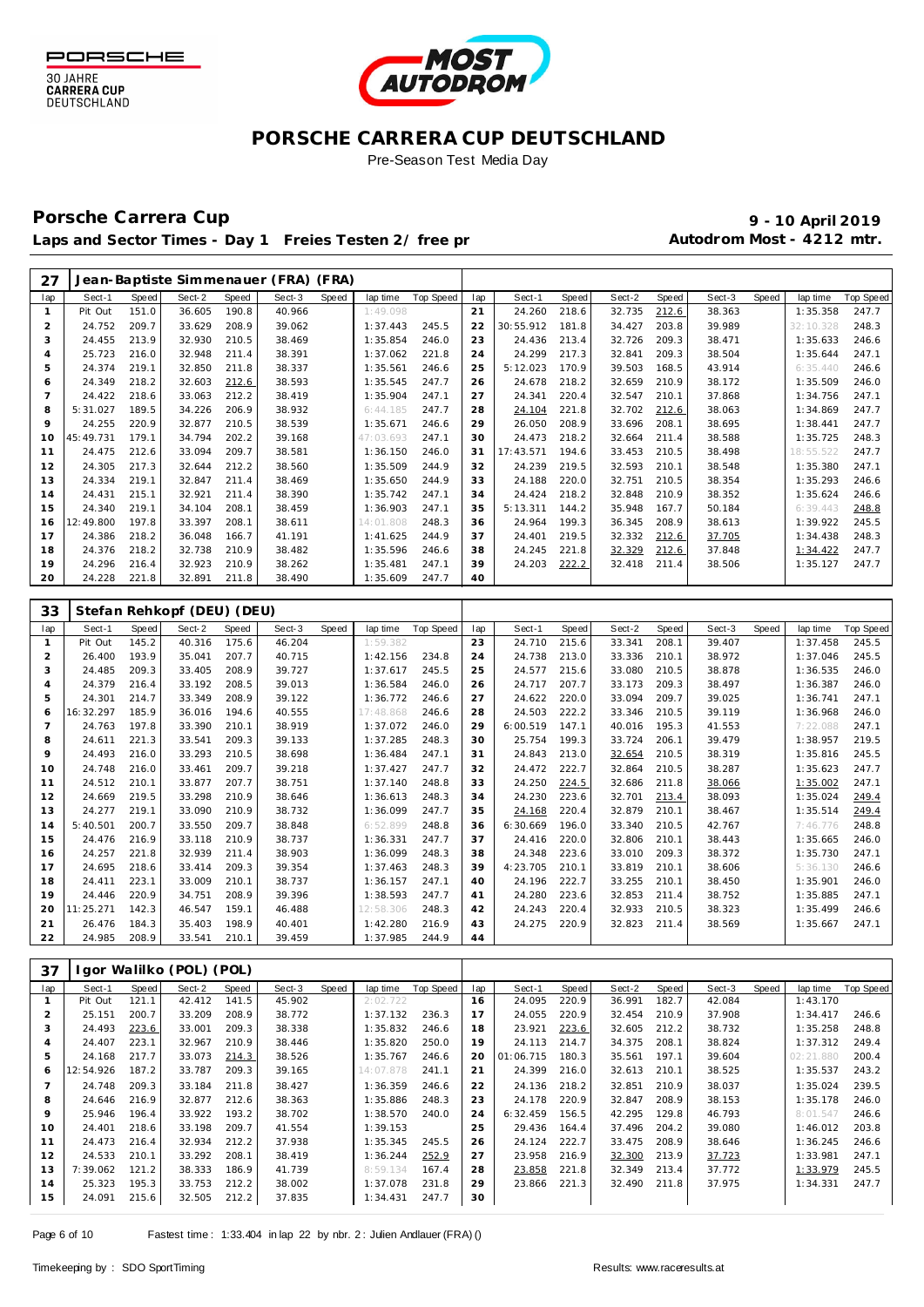# PORSCHE CARRERA CUP DEUTSCHLAND

Pre-Season Test Media Day

## Porsche Carrera Cup

**9 - 10 April 2019**

**Laps and Sector Times - Day 1 Freies Testen 2/ free pr**

**Autodrom Most - 4212 mtr.**

### 27 Jean-Baptiste Simmenauer (FRA) (FRA)

| lap | Sect-1 | Speed | Sect-2 | Speed | Sect-3 | Speed | lap time | Top Speed | lap | Sect-1 | Speed | Sect-2 | Speed | Sect-3 | Speed | lap time | Top Speed |
|---|---|---|---|---|---|---|---|---|---|---|---|---|---|---|---|---|---|
| 1 | Pit Out | 151.0 | 36.605 | 190.8 | 40.966 | | 1:49.098 | | 21 | 24.260 | 218.6 | 32.735 | 212.6 | 38.363 | | 1:35.358 | 247.7 |
| 2 | 24.752 | 209.7 | 33.629 | 208.9 | 39.062 | | 1:37.443 | 245.5 | 22 | 30:55.912 | 181.8 | 34.427 | 203.8 | 39.989 | | 32:10.328 | 248.3 |
| 3 | 24.455 | 213.9 | 32.930 | 210.5 | 38.469 | | 1:35.854 | 246.0 | 23 | 24.436 | 213.4 | 32.726 | 209.3 | 38.471 | | 1:35.633 | 246.6 |
| 4 | 25.723 | 216.0 | 32.948 | 211.4 | 38.391 | | 1:37.062 | 221.8 | 24 | 24.299 | 217.3 | 32.841 | 209.3 | 38.504 | | 1:35.644 | 247.1 |
| 5 | 24.374 | 219.1 | 32.850 | 211.8 | 38.337 | | 1:35.561 | 246.6 | 25 | 5:12.023 | 170.9 | 39.503 | 168.5 | 43.914 | | 6:35.440 | 246.6 |
| 6 | 24.349 | 218.2 | 32.603 | 212.6 | 38.593 | | 1:35.545 | 247.7 | 26 | 24.678 | 218.2 | 32.659 | 210.9 | 38.172 | | 1:35.509 | 246.0 |
| 7 | 24.422 | 218.6 | 33.063 | 212.2 | 38.419 | | 1:35.904 | 247.1 | 27 | 24.341 | 220.4 | 32.547 | 210.1 | 37.868 | | 1:34.756 | 247.1 |
| 8 | 5:31.027 | 189.5 | 34.226 | 206.9 | 38.932 | | 6:44.185 | 247.7 | 28 | 24.104 | 221.8 | 32.702 | 212.6 | 38.063 | | 1:34.869 | 247.7 |
| 9 | 24.255 | 220.9 | 32.877 | 210.5 | 38.539 | | 1:35.671 | 246.6 | 29 | 26.050 | 208.9 | 33.696 | 208.1 | 38.695 | | 1:38.441 | 247.7 |
| 10 | 45:49.731 | 179.1 | 34.794 | 202.2 | 39.168 | | 47:03.693 | 247.1 | 30 | 24.473 | 218.2 | 32.664 | 211.4 | 38.588 | | 1:35.725 | 248.3 |
| 11 | 24.475 | 212.6 | 33.094 | 209.7 | 38.581 | | 1:36.150 | 246.0 | 31 | 17:43.571 | 194.6 | 33.453 | 210.5 | 38.498 | | 18:55.522 | 247.7 |
| 12 | 24.305 | 217.3 | 32.644 | 212.2 | 38.560 | | 1:35.509 | 244.9 | 32 | 24.239 | 219.5 | 32.593 | 210.1 | 38.548 | | 1:35.380 | 247.1 |
| 13 | 24.334 | 219.1 | 32.847 | 211.4 | 38.469 | | 1:35.650 | 244.9 | 33 | 24.188 | 220.0 | 32.751 | 210.5 | 38.354 | | 1:35.293 | 246.6 |
| 14 | 24.431 | 215.1 | 32.921 | 211.4 | 38.390 | | 1:35.742 | 247.1 | 34 | 24.424 | 218.2 | 32.848 | 210.9 | 38.352 | | 1:35.624 | 246.6 |
| 15 | 24.340 | 219.1 | 34.104 | 208.1 | 38.459 | | 1:36.903 | 247.1 | 35 | 5:13.311 | 144.2 | 35.948 | 167.7 | 50.184 | | 6:39.443 | 248.8 |
| 16 | 12:49.800 | 197.8 | 33.397 | 208.1 | 38.611 | | 14:01.808 | 248.3 | 36 | 24.964 | 199.3 | 36.345 | 208.9 | 38.613 | | 1:39.922 | 245.5 |
| 17 | 24.386 | 218.2 | 36.048 | 166.7 | 41.191 | | 1:41.625 | 244.9 | 37 | 24.401 | 219.5 | 32.332 | 212.6 | 37.705 | | 1:34.438 | 248.3 |
| 18 | 24.376 | 218.2 | 32.738 | 210.9 | 38.482 | | 1:35.596 | 246.6 | 38 | 24.245 | 221.8 | 32.329 | 212.6 | 37.848 | | 1:34.422 | 247.7 |
| 19 | 24.296 | 216.4 | 32.923 | 210.9 | 38.262 | | 1:35.481 | 247.1 | 39 | 24.203 | 222.2 | 32.418 | 211.4 | 38.506 | | 1:35.127 | 247.7 |
| 20 | 24.228 | 221.8 | 32.891 | 211.8 | 38.490 | | 1:35.609 | 247.7 | 40 | | | | | | | | |

### 33 Stefan Rehkopf (DEU) (DEU)

| lap | Sect-1 | Speed | Sect-2 | Speed | Sect-3 | Speed | lap time | Top Speed | lap | Sect-1 | Speed | Sect-2 | Speed | Sect-3 | Speed | lap time | Top Speed |
|---|---|---|---|---|---|---|---|---|---|---|---|---|---|---|---|---|---|
| 1 | Pit Out | 145.2 | 40.316 | 175.6 | 46.204 | | 1:59.382 | | 23 | 24.710 | 215.6 | 33.341 | 208.1 | 39.407 | | 1:37.458 | 245.5 |
| 2 | 26.400 | 193.9 | 35.041 | 207.7 | 40.715 | | 1:42.156 | 234.8 | 24 | 24.738 | 213.0 | 33.336 | 210.1 | 38.972 | | 1:37.046 | 245.5 |
| 3 | 24.485 | 209.3 | 33.405 | 208.9 | 39.727 | | 1:37.617 | 245.5 | 25 | 24.577 | 215.6 | 33.080 | 210.5 | 38.878 | | 1:36.535 | 246.0 |
| 4 | 24.379 | 216.4 | 33.192 | 208.5 | 39.013 | | 1:36.584 | 246.0 | 26 | 24.717 | 207.7 | 33.173 | 209.3 | 38.497 | | 1:36.387 | 246.0 |
| 5 | 24.301 | 214.7 | 33.349 | 208.9 | 39.122 | | 1:36.772 | 246.6 | 27 | 24.622 | 220.0 | 33.094 | 209.7 | 39.025 | | 1:36.741 | 247.1 |
| 6 | 16:32.297 | 185.9 | 36.016 | 194.6 | 40.555 | | 17:48.868 | 246.6 | 28 | 24.503 | 222.2 | 33.346 | 210.5 | 39.119 | | 1:36.968 | 246.0 |
| 7 | 24.763 | 197.8 | 33.390 | 210.1 | 38.919 | | 1:37.072 | 246.0 | 29 | 6:00.519 | 147.1 | 40.016 | 195.3 | 41.553 | | 7:22.088 | 247.1 |
| 8 | 24.611 | 221.3 | 33.541 | 209.3 | 39.133 | | 1:37.285 | 248.3 | 30 | 25.754 | 199.3 | 33.724 | 206.1 | 39.479 | | 1:38.957 | 219.5 |
| 9 | 24.493 | 216.0 | 33.293 | 210.5 | 38.698 | | 1:36.484 | 247.1 | 31 | 24.843 | 213.0 | 32.654 | 210.5 | 38.319 | | 1:35.816 | 245.5 |
| 10 | 24.748 | 216.0 | 33.461 | 209.7 | 39.218 | | 1:37.427 | 247.7 | 32 | 24.472 | 222.7 | 32.864 | 210.5 | 38.287 | | 1:35.623 | 247.7 |
| 11 | 24.512 | 210.1 | 33.877 | 207.7 | 38.751 | | 1:37.140 | 248.8 | 33 | 24.250 | 224.5 | 32.686 | 211.8 | 38.066 | | 1:35.002 | 247.1 |
| 12 | 24.669 | 219.5 | 33.298 | 210.9 | 38.646 | | 1:36.613 | 248.3 | 34 | 24.230 | 223.6 | 32.701 | 213.4 | 38.093 | | 1:35.024 | 249.4 |
| 13 | 24.277 | 219.1 | 33.090 | 210.9 | 38.732 | | 1:36.099 | 247.7 | 35 | 24.168 | 220.4 | 32.879 | 210.1 | 38.467 | | 1:35.514 | 249.4 |
| 14 | 5:40.501 | 200.7 | 33.550 | 209.7 | 38.848 | | 6:52.899 | 248.8 | 36 | 6:30.669 | 196.0 | 33.340 | 210.5 | 42.767 | | 7:46.776 | 248.8 |
| 15 | 24.476 | 216.9 | 33.118 | 210.9 | 38.737 | | 1:36.331 | 247.7 | 37 | 24.416 | 220.0 | 32.806 | 210.1 | 38.443 | | 1:35.665 | 246.0 |
| 16 | 24.257 | 221.8 | 32.939 | 211.4 | 38.903 | | 1:36.099 | 248.3 | 38 | 24.348 | 223.6 | 33.010 | 209.3 | 38.372 | | 1:35.730 | 247.1 |
| 17 | 24.695 | 218.6 | 33.414 | 209.3 | 39.354 | | 1:37.463 | 248.3 | 39 | 4:23.705 | 210.1 | 33.819 | 210.1 | 38.606 | | 5:36.130 | 246.6 |
| 18 | 24.411 | 223.1 | 33.009 | 210.1 | 38.737 | | 1:36.157 | 247.1 | 40 | 24.196 | 222.7 | 33.255 | 210.1 | 38.450 | | 1:35.901 | 246.0 |
| 19 | 24.446 | 220.9 | 34.751 | 208.9 | 39.396 | | 1:38.593 | 247.7 | 41 | 24.280 | 223.6 | 32.853 | 211.4 | 38.752 | | 1:35.885 | 247.1 |
| 20 | 11:25.271 | 142.3 | 46.547 | 159.1 | 46.488 | | 12:58.306 | 248.3 | 42 | 24.243 | 220.4 | 32.933 | 210.5 | 38.323 | | 1:35.499 | 246.6 |
| 21 | 26.476 | 184.3 | 35.403 | 198.9 | 40.401 | | 1:42.280 | 216.9 | 43 | 24.275 | 220.9 | 32.823 | 211.4 | 38.569 | | 1:35.667 | 247.1 |
| 22 | 24.985 | 208.9 | 33.541 | 210.1 | 39.459 | | 1:37.985 | 244.9 | 44 | | | | | | | | |

### 37 Igor Walilko (POL) (POL)

| lap | Sect-1 | Speed | Sect-2 | Speed | Sect-3 | Speed | lap time | Top Speed | lap | Sect-1 | Speed | Sect-2 | Speed | Sect-3 | Speed | lap time | Top Speed |
|---|---|---|---|---|---|---|---|---|---|---|---|---|---|---|---|---|---|
| 1 | Pit Out | 121.1 | 42.412 | 141.5 | 45.902 | | 2:02.722 | | 16 | 24.095 | 220.9 | 36.991 | 182.7 | 42.084 | | 1:43.170 | |
| 2 | 25.151 | 200.7 | 33.209 | 208.9 | 38.772 | | 1:37.132 | 236.3 | 17 | 24.055 | 220.9 | 32.454 | 210.9 | 37.908 | | 1:34.417 | 246.6 |
| 3 | 24.493 | 223.6 | 33.001 | 209.3 | 38.338 | | 1:35.832 | 246.6 | 18 | 23.921 | 223.6 | 32.605 | 212.2 | 38.732 | | 1:35.258 | 248.8 |
| 4 | 24.407 | 223.1 | 32.967 | 210.9 | 38.446 | | 1:35.820 | 250.0 | 19 | 24.113 | 214.7 | 34.375 | 208.1 | 38.824 | | 1:37.312 | 249.4 |
| 5 | 24.168 | 217.7 | 33.073 | 214.3 | 38.526 | | 1:35.767 | 246.6 | 20 | 01:06.715 | 180.3 | 35.561 | 197.1 | 39.604 | | 02:21.880 | 200.4 |
| 6 | 12:54.926 | 187.2 | 33.787 | 209.3 | 39.165 | | 14:07.878 | 241.1 | 21 | 24.399 | 216.0 | 32.613 | 210.1 | 38.525 | | 1:35.537 | 243.2 |
| 7 | 24.748 | 209.3 | 33.184 | 211.8 | 38.427 | | 1:36.359 | 246.6 | 22 | 24.136 | 218.2 | 32.851 | 210.9 | 38.037 | | 1:35.024 | 239.5 |
| 8 | 24.646 | 216.9 | 32.877 | 212.6 | 38.363 | | 1:35.886 | 248.3 | 23 | 24.178 | 220.9 | 32.847 | 208.9 | 38.153 | | 1:35.178 | 246.0 |
| 9 | 25.946 | 196.4 | 33.922 | 193.2 | 38.702 | | 1:38.570 | 240.0 | 24 | 6:32.459 | 156.5 | 42.295 | 129.8 | 46.793 | | 8:01.547 | 246.6 |
| 10 | 24.401 | 218.6 | 33.198 | 209.7 | 41.554 | | 1:39.153 | | 25 | 29.436 | 164.4 | 37.496 | 204.2 | 39.080 | | 1:46.012 | 203.8 |
| 11 | 24.473 | 216.4 | 32.934 | 212.2 | 37.938 | | 1:35.345 | 245.5 | 26 | 24.124 | 222.7 | 33.475 | 208.9 | 38.646 | | 1:36.245 | 246.6 |
| 12 | 24.533 | 210.1 | 33.292 | 208.1 | 38.419 | | 1:36.244 | 252.9 | 27 | 23.958 | 216.9 | 32.300 | 213.9 | 37.723 | | 1:33.981 | 247.1 |
| 13 | 7:39.062 | 121.2 | 38.333 | 186.9 | 41.739 | | 8:59.134 | 167.4 | 28 | 23.858 | 221.8 | 32.349 | 213.4 | 37.772 | | 1:33.979 | 245.5 |
| 14 | 25.323 | 195.3 | 33.753 | 212.2 | 38.002 | | 1:37.078 | 231.8 | 29 | 23.866 | 221.3 | 32.490 | 211.8 | 37.975 | | 1:34.331 | 247.7 |
| 15 | 24.091 | 215.6 | 32.505 | 212.2 | 37.835 | | 1:34.431 | 247.7 | 30 | | | | | | | | |

Fastest time : 1:33.404 in lap 22 by nbr. 2 : Julien Andlauer (FRA) ()

Timekeeping by : SDO SportTiming

Results: www.raceresults.at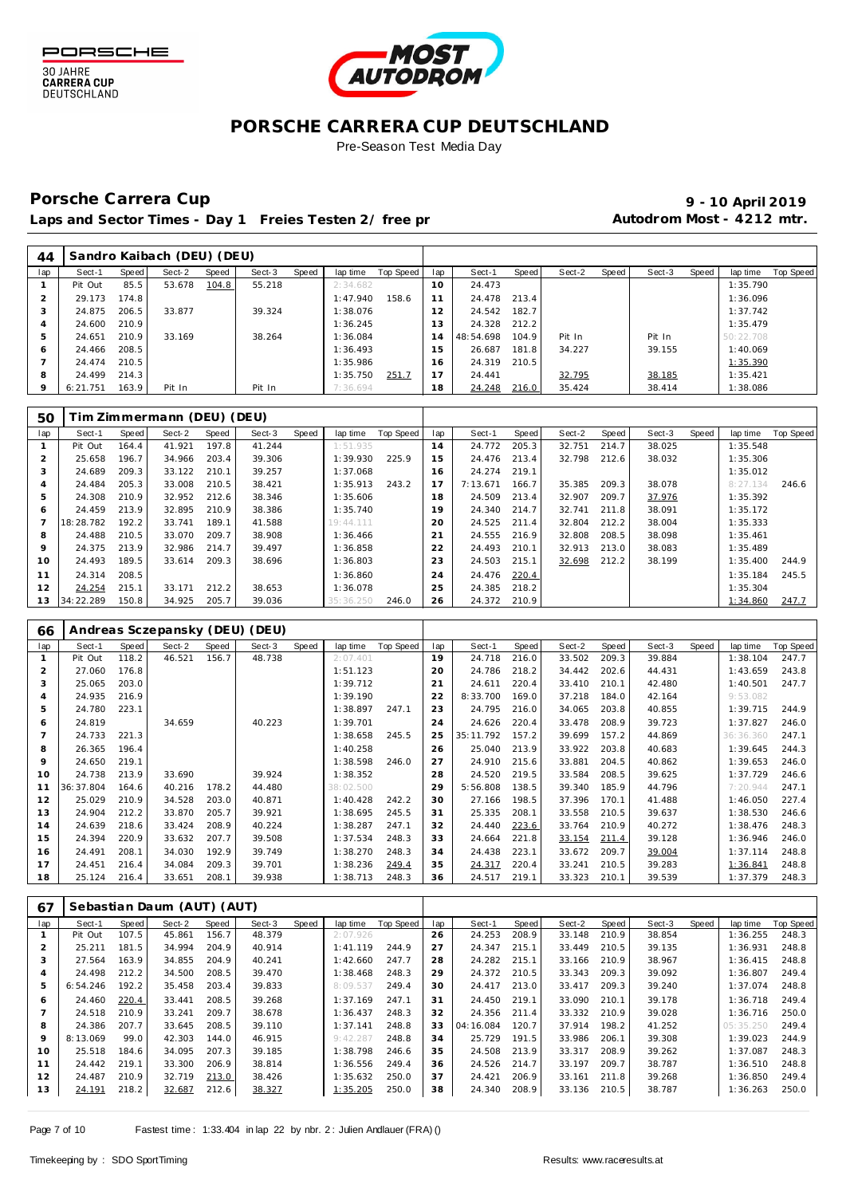# PORSCHE CARRERA CUP DEUTSCHLAND

Pre-Season Test Media Day

## Porsche Carrera Cup

**9 - 10 April 2019**

**Laps and Sector Times - Day 1 Freies Testen 2/ free pr**

**Autodrom Most - 4212 mtr.**

### 44 Sandro Kaibach (DEU) (DEU)

| lap | Sect-1 | Speed | Sect-2 | Speed | Sect-3 | Speed | lap time | Top Speed | lap | Sect-1 | Speed | Sect-2 | Speed | Sect-3 | Speed | lap time | Top Speed |
|---|---|---|---|---|---|---|---|---|---|---|---|---|---|---|---|---|---|
| 1 | Pit Out | 85.5 | 53.678 | 104.8 | 55.218 | | 2:34.682 | | 10 | 24.473 | | | | | | 1:35.790 | |
| 2 | 29.173 | 174.8 | | | | | 1:47.940 | 158.6 | 11 | 24.478 | 213.4 | | | | | 1:36.096 | |
| 3 | 24.875 | 206.5 | 33.877 | | 39.324 | | 1:38.076 | | 12 | 24.542 | 182.7 | | | | | 1:37.742 | |
| 4 | 24.600 | 210.9 | | | | | 1:36.245 | | 13 | 24.328 | 212.2 | | | | | 1:35.479 | |
| 5 | 24.651 | 210.9 | 33.169 | | 38.264 | | 1:36.084 | | 14 | 48:54.698 | 104.9 | Pit In | | Pit In | | 50:22.708 | |
| 6 | 24.466 | 208.5 | | | | | 1:36.493 | | 15 | 26.687 | 181.8 | 34.227 | | 39.155 | | 1:40.069 | |
| 7 | 24.474 | 210.5 | | | | | 1:35.986 | | 16 | 24.319 | 210.5 | | | | | 1:35.390 | |
| 8 | 24.499 | 214.3 | | | | | 1:35.750 | 251.7 | 17 | 24.441 | | 32.795 | | 38.185 | | 1:35.421 | |
| 9 | 6:21.751 | 163.9 | Pit In | | Pit In | | 7:36.694 | | 18 | 24.248 | 216.0 | 35.424 | | 38.414 | | 1:38.086 | |

### 50 Tim Zimmermann (DEU) (DEU)

| lap | Sect-1 | Speed | Sect-2 | Speed | Sect-3 | Speed | lap time | Top Speed | lap | Sect-1 | Speed | Sect-2 | Speed | Sect-3 | Speed | lap time | Top Speed |
|---|---|---|---|---|---|---|---|---|---|---|---|---|---|---|---|---|---|
| 1 | Pit Out | 164.4 | 41.921 | 197.8 | 41.244 | | 1:51.935 | | 14 | 24.772 | 205.3 | 32.751 | 214.7 | 38.025 | | 1:35.548 | |
| 2 | 25.658 | 196.7 | 34.966 | 203.4 | 39.306 | | 1:39.930 | 225.9 | 15 | 24.476 | 213.4 | 32.798 | 212.6 | 38.032 | | 1:35.306 | |
| 3 | 24.689 | 209.3 | 33.122 | 210.1 | 39.257 | | 1:37.068 | | 16 | 24.274 | 219.1 | | | | | 1:35.012 | |
| 4 | 24.484 | 205.3 | 33.008 | 210.5 | 38.421 | | 1:35.913 | 243.2 | 17 | 7:13.671 | 166.7 | 35.385 | 209.3 | 38.078 | | 8:27.134 | 246.6 |
| 5 | 24.308 | 210.9 | 32.952 | 212.6 | 38.346 | | 1:35.606 | | 18 | 24.509 | 213.4 | 32.907 | 209.7 | 37.976 | | 1:35.392 | |
| 6 | 24.459 | 213.9 | 32.895 | 210.9 | 38.386 | | 1:35.740 | | 19 | 24.340 | 214.7 | 32.741 | 211.8 | 38.091 | | 1:35.172 | |
| 7 | 18:28.782 | 192.2 | 33.741 | 189.1 | 41.588 | | 19:44.111 | | 20 | 24.525 | 211.4 | 32.804 | 212.2 | 38.004 | | 1:35.333 | |
| 8 | 24.488 | 210.5 | 33.070 | 209.7 | 38.908 | | 1:36.466 | | 21 | 24.555 | 216.9 | 32.808 | 208.5 | 38.098 | | 1:35.461 | |
| 9 | 24.375 | 213.9 | 32.986 | 214.7 | 39.497 | | 1:36.858 | | 22 | 24.493 | 210.1 | 32.913 | 213.0 | 38.083 | | 1:35.489 | |
| 10 | 24.493 | 189.5 | 33.614 | 209.3 | 38.696 | | 1:36.803 | | 23 | 24.503 | 215.1 | 32.698 | 212.2 | 38.199 | | 1:35.400 | 244.9 |
| 11 | 24.314 | 208.5 | | | | | 1:36.860 | | 24 | 24.476 | 220.4 | | | | | 1:35.184 | 245.5 |
| 12 | 24.254 | 215.1 | 33.171 | 212.2 | 38.653 | | 1:36.078 | | 25 | 24.385 | 218.2 | | | | | 1:35.304 | |
| 13 | 34:22.289 | 150.8 | 34.925 | 205.7 | 39.036 | | 35:36.250 | 246.0 | 26 | 24.372 | 210.9 | | | | | 1:34.860 | 247.7 |

### 66 Andreas Sczepansky (DEU) (DEU)

| lap | Sect-1 | Speed | Sect-2 | Speed | Sect-3 | Speed | lap time | Top Speed | lap | Sect-1 | Speed | Sect-2 | Speed | Sect-3 | Speed | lap time | Top Speed |
|---|---|---|---|---|---|---|---|---|---|---|---|---|---|---|---|---|---|
| 1 | Pit Out | 118.2 | 46.521 | 156.7 | 48.738 | | 2:07.401 | | 19 | 24.718 | 216.0 | 33.502 | 209.3 | 39.884 | | 1:38.104 | 247.7 |
| 2 | 27.060 | 176.8 | | | | | 1:51.123 | | 20 | 24.786 | 218.2 | 34.442 | 202.6 | 44.431 | | 1:43.659 | 243.8 |
| 3 | 25.065 | 203.0 | | | | | 1:39.712 | | 21 | 24.611 | 220.4 | 33.410 | 210.1 | 42.480 | | 1:40.501 | 247.7 |
| 4 | 24.935 | 216.9 | | | | | 1:39.190 | | 22 | 8:33.700 | 169.0 | 37.218 | 184.0 | 42.164 | | 9:53.082 | |
| 5 | 24.780 | 223.1 | | | | | 1:38.897 | 247.1 | 23 | 24.795 | 216.0 | 34.065 | 203.8 | 40.855 | | 1:39.715 | 244.9 |
| 6 | 24.819 | | 34.659 | | 40.223 | | 1:39.701 | | 24 | 24.626 | 220.4 | 33.478 | 208.9 | 39.723 | | 1:37.827 | 246.0 |
| 7 | 24.733 | 221.3 | | | | | 1:38.658 | 245.5 | 25 | 35:11.792 | 157.2 | 39.699 | 157.2 | 44.869 | | 36:36.360 | 247.1 |
| 8 | 26.365 | 196.4 | | | | | 1:40.258 | | 26 | 25.040 | 213.9 | 33.922 | 203.8 | 40.683 | | 1:39.645 | 244.3 |
| 9 | 24.650 | 219.1 | | | | | 1:38.598 | 246.0 | 27 | 24.910 | 215.6 | 33.881 | 204.5 | 40.862 | | 1:39.653 | 246.0 |
| 10 | 24.738 | 213.9 | 33.690 | | 39.924 | | 1:38.352 | | 28 | 24.520 | 219.5 | 33.584 | 208.5 | 39.625 | | 1:37.729 | 246.6 |
| 11 | 36:37.804 | 164.6 | 40.216 | 178.2 | 44.480 | | 38:02.500 | | 29 | 5:56.808 | 138.5 | 39.340 | 185.9 | 44.796 | | 7:20.944 | 247.1 |
| 12 | 25.029 | 210.9 | 34.528 | 203.0 | 40.871 | | 1:40.428 | 242.2 | 30 | 27.166 | 198.5 | 37.396 | 170.1 | 41.488 | | 1:46.050 | 227.4 |
| 13 | 24.904 | 212.2 | 33.870 | 205.7 | 39.921 | | 1:38.695 | 245.5 | 31 | 25.335 | 208.1 | 33.558 | 210.5 | 39.637 | | 1:38.530 | 246.6 |
| 14 | 24.639 | 218.6 | 33.424 | 208.9 | 40.224 | | 1:38.287 | 247.1 | 32 | 24.440 | 223.6 | 33.764 | 210.9 | 40.272 | | 1:38.476 | 248.3 |
| 15 | 24.394 | 220.9 | 33.632 | 207.7 | 39.508 | | 1:37.534 | 248.3 | 33 | 24.664 | 221.8 | 33.154 | 211.4 | 39.128 | | 1:36.946 | 246.0 |
| 16 | 24.491 | 208.1 | 34.030 | 192.9 | 39.749 | | 1:38.270 | 248.3 | 34 | 24.438 | 223.1 | 33.672 | 209.7 | 39.004 | | 1:37.114 | 248.8 |
| 17 | 24.451 | 216.4 | 34.084 | 209.3 | 39.701 | | 1:38.236 | 249.4 | 35 | 24.317 | 220.4 | 33.241 | 210.5 | 39.283 | | 1:36.841 | 248.8 |
| 18 | 25.124 | 216.4 | 33.651 | 208.1 | 39.938 | | 1:38.713 | 248.3 | 36 | 24.517 | 219.1 | 33.323 | 210.1 | 39.539 | | 1:37.379 | 248.3 |

### 67 Sebastian Daum (AUT) (AUT)

| lap | Sect-1 | Speed | Sect-2 | Speed | Sect-3 | Speed | lap time | Top Speed | lap | Sect-1 | Speed | Sect-2 | Speed | Sect-3 | Speed | lap time | Top Speed |
|---|---|---|---|---|---|---|---|---|---|---|---|---|---|---|---|---|---|
| 1 | Pit Out | 107.5 | 45.861 | 156.7 | 48.379 | | 2:07.926 | | 26 | 24.253 | 208.9 | 33.148 | 210.9 | 38.854 | | 1:36.255 | 248.3 |
| 2 | 25.211 | 181.5 | 34.994 | 204.9 | 40.914 | | 1:41.119 | 244.9 | 27 | 24.347 | 215.1 | 33.449 | 210.5 | 39.135 | | 1:36.931 | 248.8 |
| 3 | 27.564 | 163.9 | 34.855 | 204.9 | 40.241 | | 1:42.660 | 247.7 | 28 | 24.282 | 215.1 | 33.166 | 210.9 | 38.967 | | 1:36.415 | 248.8 |
| 4 | 24.498 | 212.2 | 34.500 | 208.5 | 39.470 | | 1:38.468 | 248.3 | 29 | 24.372 | 210.5 | 33.343 | 209.3 | 39.092 | | 1:36.807 | 249.4 |
| 5 | 6:54.246 | 192.2 | 35.458 | 203.4 | 39.833 | | 8:09.537 | 249.4 | 30 | 24.417 | 213.0 | 33.417 | 209.3 | 39.240 | | 1:37.074 | 248.8 |
| 6 | 24.460 | 220.4 | 33.441 | 208.5 | 39.268 | | 1:37.169 | 247.1 | 31 | 24.450 | 219.1 | 33.090 | 210.1 | 39.178 | | 1:36.718 | 249.4 |
| 7 | 24.518 | 210.9 | 33.241 | 209.7 | 38.678 | | 1:36.437 | 248.3 | 32 | 24.356 | 211.4 | 33.332 | 210.9 | 39.028 | | 1:36.716 | 250.0 |
| 8 | 24.386 | 207.7 | 33.645 | 208.5 | 39.110 | | 1:37.141 | 248.8 | 33 | 04:16.084 | 120.7 | 37.914 | 198.2 | 41.252 | | 05:35.250 | 249.4 |
| 9 | 8:13.069 | 99.0 | 42.303 | 144.0 | 46.915 | | 9:42.287 | 248.8 | 34 | 25.729 | 191.5 | 33.986 | 206.1 | 39.308 | | 1:39.023 | 244.9 |
| 10 | 25.518 | 184.6 | 34.095 | 207.3 | 39.185 | | 1:38.798 | 246.6 | 35 | 24.508 | 213.9 | 33.317 | 208.9 | 39.262 | | 1:37.087 | 248.3 |
| 11 | 24.442 | 219.1 | 33.300 | 206.9 | 38.814 | | 1:36.556 | 249.4 | 36 | 24.526 | 214.7 | 33.197 | 209.7 | 38.787 | | 1:36.510 | 248.8 |
| 12 | 24.487 | 210.9 | 32.719 | 213.0 | 38.426 | | 1:35.632 | 250.0 | 37 | 24.421 | 206.9 | 33.161 | 211.8 | 39.268 | | 1:36.850 | 249.4 |
| 13 | 24.191 | 218.2 | 32.687 | 212.6 | 38.327 | | 1:35.205 | 250.0 | 38 | 24.340 | 208.9 | 33.136 | 210.5 | 38.787 | | 1:36.263 | 250.0 |

Fastest time : 1:33.404 in lap 22 by nbr. 2 : Julien Andlauer (FRA) ()

Timekeeping by : SDO SportTiming

Results: www.raceresults.at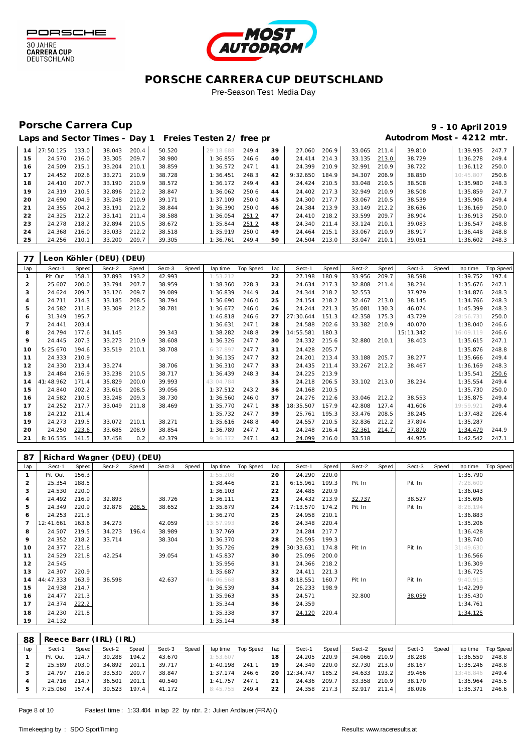# PORSCHE CARRERA CUP DEUTSCHLAND

Pre-Season Test Media Day

## Porsche Carrera Cup

**9 - 10 April 2019**

**Laps and Sector Times - Day 1 Freies Testen 2/ free pr**

**Autodrom Most - 4212 mtr.**

| lap | Sect-1 | Speed | Sect-2 | Speed | Sect-3 | Speed | lap time | Top Speed | lap | Sect-1 | Speed | Sect-2 | Speed | Sect-3 | Speed | lap time | Top Speed |
|---|---|---|---|---|---|---|---|---|---|---|---|---|---|---|---|---|---|
| 14 | 27:50.125 | 133.0 | 38.043 | 200.4 | 50.520 | | 29:18.688 | 249.4 | 39 | 27.060 | 206.9 | 33.065 | 211.4 | 39.810 | | 1:39.935 | 247.7 |
| 15 | 24.570 | 216.0 | 33.305 | 209.7 | 38.980 | | 1:36.855 | 246.6 | 40 | 24.414 | 214.3 | 33.135 | 213.0 | 38.729 | | 1:36.278 | 249.4 |
| 16 | 24.509 | 215.1 | 33.204 | 210.1 | 38.859 | | 1:36.572 | 247.1 | 41 | 24.399 | 210.9 | 32.991 | 210.9 | 38.722 | | 1:36.112 | 250.0 |
| 17 | 24.452 | 202.6 | 33.271 | 210.9 | 38.728 | | 1:36.451 | 248.3 | 42 | 9:32.650 | 184.9 | 34.307 | 206.9 | 38.850 | | 10:45.807 | 250.6 |
| 18 | 24.410 | 207.7 | 33.190 | 210.9 | 38.572 | | 1:36.172 | 249.4 | 43 | 24.424 | 210.5 | 33.048 | 210.5 | 38.508 | | 1:35.980 | 248.3 |
| 19 | 24.319 | 210.5 | 32.896 | 212.2 | 38.847 | | 1:36.062 | 250.6 | 44 | 24.402 | 217.3 | 32.949 | 210.9 | 38.508 | | 1:35.859 | 247.7 |
| 20 | 24.690 | 204.9 | 33.248 | 210.9 | 39.171 | | 1:37.109 | 250.0 | 45 | 24.300 | 217.7 | 33.067 | 210.5 | 38.539 | | 1:35.906 | 249.4 |
| 21 | 24.355 | 204.2 | 33.191 | 212.2 | 38.844 | | 1:36.390 | 250.0 | 46 | 24.384 | 213.9 | 33.149 | 212.2 | 38.636 | | 1:36.169 | 250.0 |
| 22 | 24.325 | 212.2 | 33.141 | 211.4 | 38.588 | | 1:36.054 | 251.2 | 47 | 24.410 | 218.2 | 33.599 | 209.7 | 38.904 | | 1:36.913 | 250.0 |
| 23 | 24.278 | 218.2 | 32.894 | 210.5 | 38.672 | | 1:35.844 | 251.2 | 48 | 24.340 | 211.4 | 33.124 | 210.1 | 39.083 | | 1:36.547 | 248.8 |
| 24 | 24.368 | 216.0 | 33.033 | 212.2 | 38.518 | | 1:35.919 | 250.0 | 49 | 24.464 | 215.1 | 33.067 | 210.9 | 38.917 | | 1:36.448 | 248.8 |
| 25 | 24.256 | 210.1 | 33.200 | 209.7 | 39.305 | | 1:36.761 | 249.4 | 50 | 24.504 | 213.0 | 33.047 | 210.1 | 39.051 | | 1:36.602 | 248.3 |

### 77 Leon Köhler (DEU) (DEU)

| lap | Sect-1 | Speed | Sect-2 | Speed | Sect-3 | Speed | lap time | Top Speed | lap | Sect-1 | Speed | Sect-2 | Speed | Sect-3 | Speed | lap time | Top Speed |
|---|---|---|---|---|---|---|---|---|---|---|---|---|---|---|---|---|---|
| 1 | Pit Out | 158.1 | 37.893 | 193.2 | 42.993 | | 1:53.212 | | 22 | 27.198 | 180.9 | 33.956 | 209.7 | 38.598 | | 1:39.752 | 197.4 |
| 2 | 25.607 | 200.0 | 33.794 | 207.7 | 38.959 | | 1:38.360 | 228.3 | 23 | 24.634 | 217.3 | 32.808 | 211.4 | 38.234 | | 1:35.676 | 247.1 |
| 3 | 24.624 | 209.7 | 33.126 | 209.7 | 39.089 | | 1:36.839 | 244.9 | 24 | 24.344 | 218.2 | 32.553 | | 37.979 | | 1:34.876 | 248.3 |
| 4 | 24.711 | 214.3 | 33.185 | 208.5 | 38.794 | | 1:36.690 | 246.0 | 25 | 24.154 | 218.2 | 32.467 | 213.0 | 38.145 | | 1:34.766 | 248.3 |
| 5 | 24.582 | 211.8 | 33.309 | 212.2 | 38.781 | | 1:36.672 | 246.0 | 26 | 24.244 | 221.3 | 35.081 | 130.3 | 46.074 | | 1:45.399 | 248.3 |
| 6 | 31.349 | 195.7 | | | | | 1:46.818 | 246.6 | 27 | 27:30.644 | 151.3 | 42.358 | 175.3 | 43.729 | | 28:56.731 | 250.0 |
| 7 | 24.441 | 203.4 | | | | | 1:36.631 | 247.1 | 28 | 24.588 | 202.6 | 33.382 | 210.9 | 40.070 | | 1:38.040 | 246.6 |
| 8 | 24.794 | 177.6 | 34.145 | | 39.343 | | 1:38.282 | 248.8 | 29 | 14:55.581 | 180.3 | | | 15:11.342 | | 16:09.119 | 246.6 |
| 9 | 24.445 | 207.3 | 33.273 | 210.9 | 38.608 | | 1:36.326 | 247.7 | 30 | 24.332 | 215.6 | 32.880 | 210.1 | 38.403 | | 1:35.615 | 247.1 |
| 10 | 5:25.670 | 194.6 | 33.519 | 210.1 | 38.708 | | 6:37.897 | 247.7 | 31 | 24.428 | 205.7 | | | | | 1:35.876 | 248.8 |
| 11 | 24.333 | 210.9 | | | | | 1:36.135 | 247.7 | 32 | 24.201 | 213.4 | 33.188 | 205.7 | 38.277 | | 1:35.666 | 249.4 |
| 12 | 24.330 | 213.4 | 33.274 | | 38.706 | | 1:36.310 | 247.7 | 33 | 24.435 | 211.4 | 33.267 | 212.2 | 38.467 | | 1:36.169 | 248.3 |
| 13 | 24.484 | 216.9 | 33.238 | 210.5 | 38.717 | | 1:36.439 | 248.3 | 34 | 24.225 | 213.9 | | | | | 1:35.541 | 250.6 |
| 14 | 41:48.962 | 171.4 | 35.829 | 200.0 | 39.993 | | 43:04.784 | | 35 | 24.218 | 206.5 | 33.102 | 213.0 | 38.234 | | 1:35.554 | 249.4 |
| 15 | 24.840 | 202.2 | 33.616 | 208.5 | 39.056 | | 1:37.512 | 243.2 | 36 | 24.168 | 210.5 | | | | | 1:35.730 | 250.0 |
| 16 | 24.582 | 210.5 | 33.248 | 209.3 | 38.730 | | 1:36.560 | 246.0 | 37 | 24.276 | 212.6 | 33.046 | 212.2 | 38.553 | | 1:35.875 | 249.4 |
| 17 | 24.252 | 217.7 | 33.049 | 211.8 | 38.469 | | 1:35.770 | 247.1 | 38 | 18:35.507 | 157.9 | 42.808 | 127.4 | 41.606 | | 19:59.921 | 249.4 |
| 18 | 24.212 | 211.4 | | | | | 1:35.732 | 247.7 | 39 | 25.761 | 195.3 | 33.476 | 208.5 | 38.245 | | 1:37.482 | 226.4 |
| 19 | 24.273 | 219.5 | 33.072 | 210.1 | 38.271 | | 1:35.616 | 248.8 | 40 | 24.557 | 210.5 | 32.836 | 212.2 | 37.894 | | 1:35.287 | |
| 20 | 24.250 | 223.6 | 33.685 | 208.9 | 38.854 | | 1:36.789 | 247.7 | 41 | 24.248 | 216.4 | 32.361 | 214.7 | 37.870 | | 1:34.479 | 244.9 |
| 21 | 8:16.535 | 141.5 | 37.458 | 0.2 | 42.379 | | 9:36.372 | 247.1 | 42 | 24.099 | 216.0 | 33.518 | | 44.925 | | 1:42.542 | 247.1 |

### 87 Richard Wagner (DEU) (DEU)

| lap | Sect-1 | Speed | Sect-2 | Speed | Sect-3 | Speed | lap time | Top Speed | lap | Sect-1 | Speed | Sect-2 | Speed | Sect-3 | Speed | lap time | Top Speed |
|---|---|---|---|---|---|---|---|---|---|---|---|---|---|---|---|---|---|
| 1 | Pit Out | 156.3 | | | | | 1:55.208 | | 20 | 24.290 | 220.0 | | | | | 1:35.790 | |
| 2 | 25.354 | 188.5 | | | | | 1:38.446 | | 21 | 6:15.961 | 199.3 | Pit In | | Pit In | | 7:28.600 | |
| 3 | 24.530 | 220.0 | | | | | 1:36.103 | | 22 | 24.485 | 220.9 | | | | | 1:36.043 | |
| 4 | 24.492 | 216.9 | 32.893 | | 38.726 | | 1:36.111 | | 23 | 24.432 | 213.9 | 32.737 | | 38.527 | | 1:35.696 | |
| 5 | 24.349 | 220.9 | 32.878 | 208.5 | 38.652 | | 1:35.879 | | 24 | 7:13.570 | 174.2 | Pit In | | Pit In | | 8:28.194 | |
| 6 | 24.253 | 221.3 | | | | | 1:36.270 | | 25 | 24.958 | 210.1 | | | | | 1:36.883 | |
| 7 | 12:41.661 | 163.6 | 34.273 | | 42.059 | | 13:57.993 | | 26 | 24.348 | 220.4 | | | | | 1:35.206 | |
| 8 | 24.507 | 219.5 | 34.273 | 196.4 | 38.989 | | 1:37.769 | | 27 | 24.284 | 217.7 | | | | | 1:36.428 | |
| 9 | 24.352 | 218.2 | 33.714 | | 38.304 | | 1:36.370 | | 28 | 26.595 | 199.3 | | | | | 1:38.740 | |
| 10 | 24.377 | 221.8 | | | | | 1:35.726 | | 29 | 30:33.631 | 174.8 | Pit In | | Pit In | | 31:49.630 | |
| 11 | 24.529 | 221.8 | 42.254 | | 39.054 | | 1:45.837 | | 30 | 25.096 | 200.0 | | | | | 1:36.566 | |
| 12 | 24.545 | | | | | | 1:35.956 | | 31 | 24.366 | 218.2 | | | | | 1:36.309 | |
| 13 | 24.307 | 220.9 | | | | | 1:35.687 | | 32 | 24.411 | 221.3 | | | | | 1:36.725 | |
| 14 | 44:47.333 | 163.9 | 36.598 | | 42.637 | | 46:06.568 | | 33 | 8:18.551 | 160.7 | Pit In | | Pit In | | 9:40.913 | |
| 15 | 24.938 | 214.7 | | | | | 1:36.539 | | 34 | 26.233 | 198.9 | | | | | 1:42.299 | |
| 16 | 24.477 | 221.3 | | | | | 1:35.963 | | 35 | 24.571 | | 32.800 | | 38.059 | | 1:35.430 | |
| 17 | 24.374 | 222.2 | | | | | 1:35.344 | | 36 | 24.359 | | | | | | 1:34.761 | |
| 18 | 24.230 | 221.8 | | | | | 1:35.338 | | 37 | 24.120 | 220.4 | | | | | 1:34.125 | |
| 19 | 24.132 | | | | | | 1:35.144 | | 38 | | | | | | | | |

### 88 Reece Barr (IRL) (IRL)

| lap | Sect-1 | Speed | Sect-2 | Speed | Sect-3 | Speed | lap time | Top Speed | lap | Sect-1 | Speed | Sect-2 | Speed | Sect-3 | Speed | lap time | Top Speed |
|---|---|---|---|---|---|---|---|---|---|---|---|---|---|---|---|---|---|
| 1 | Pit Out | 124.7 | 39.288 | 194.2 | 43.670 | | 1:53.607 | | 18 | 24.205 | 220.9 | 34.066 | 210.9 | 38.288 | | 1:36.559 | 248.8 |
| 2 | 25.589 | 203.0 | 34.892 | 201.1 | 39.717 | | 1:40.198 | 241.1 | 19 | 24.349 | 220.0 | 32.730 | 213.0 | 38.167 | | 1:35.246 | 248.8 |
| 3 | 24.797 | 216.9 | 33.530 | 209.7 | 38.847 | | 1:37.174 | 246.6 | 20 | 12:34.747 | 185.2 | 34.633 | 193.2 | 39.466 | | 13:48.846 | 249.4 |
| 4 | 24.716 | 214.7 | 36.501 | 201.1 | 40.540 | | 1:41.757 | 247.1 | 21 | 24.436 | 209.7 | 33.358 | 210.9 | 38.170 | | 1:35.964 | 245.5 |
| 5 | 7:25.060 | 157.4 | 39.523 | 197.4 | 41.172 | | 8:45.755 | 249.4 | 22 | 24.358 | 217.3 | 32.917 | 211.4 | 38.096 | | 1:35.371 | 246.6 |

Fastest time : 1:33.404 in lap 22 by nbr. 2 : Julien Andlauer (FRA) ()

Timekeeping by : SDO SportTiming

Results: www.raceresults.at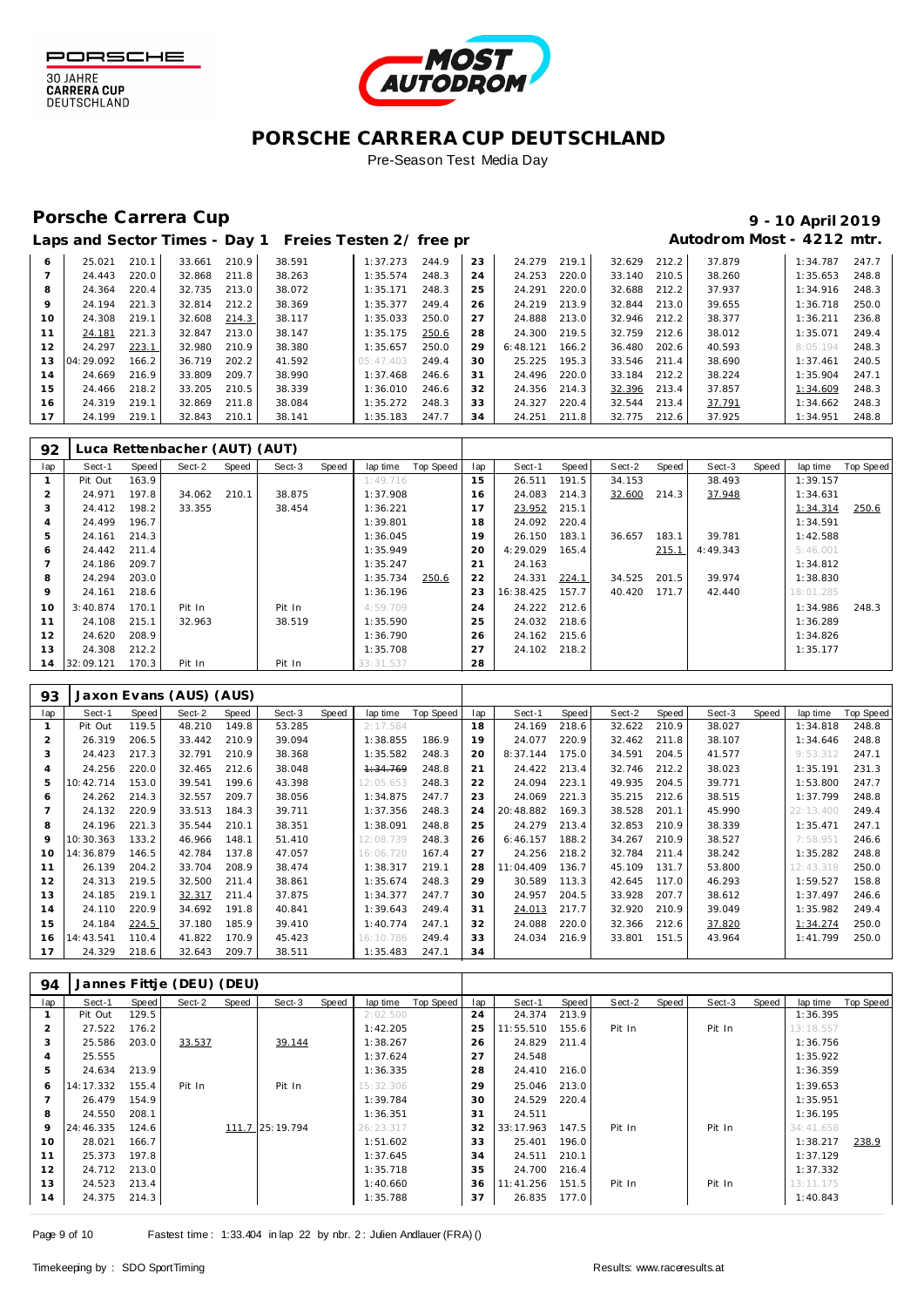# PORSCHE CARRERA CUP DEUTSCHLAND

Pre-Season Test Media Day

## Porsche Carrera Cup

**9 - 10 April 2019**

**Laps and Sector Times - Day 1 Freies Testen 2/ free pr** **Autodrom Most - 4212 mtr.**

| lap | Sect-1 | Speed | Sect-2 | Speed | Sect-3 | Speed | lap time | Top Speed | lap | Sect-1 | Speed | Sect-2 | Speed | Sect-3 | Speed | lap time | Top Speed |
|---|---|---|---|---|---|---|---|---|---|---|---|---|---|---|---|---|---|
| 6 | 25.021 | 210.1 | 33.661 | 210.9 | 38.591 | | 1:37.273 | 244.9 | 23 | 24.279 | 219.1 | 32.629 | 212.2 | 37.879 | | 1:34.787 | 247.7 |
| 7 | 24.443 | 220.0 | 32.868 | 211.8 | 38.263 | | 1:35.574 | 248.3 | 24 | 24.253 | 220.0 | 33.140 | 210.5 | 38.260 | | 1:35.653 | 248.8 |
| 8 | 24.364 | 220.4 | 32.735 | 213.0 | 38.072 | | 1:35.171 | 248.3 | 25 | 24.291 | 220.0 | 32.688 | 212.2 | 37.937 | | 1:34.916 | 248.3 |
| 9 | 24.194 | 221.3 | 32.814 | 212.2 | 38.369 | | 1:35.377 | 249.4 | 26 | 24.219 | 213.9 | 32.844 | 213.0 | 39.655 | | 1:36.718 | 250.0 |
| 10 | 24.308 | 219.1 | 32.608 | 214.3 | 38.117 | | 1:35.033 | 250.0 | 27 | 24.888 | 213.0 | 32.946 | 212.2 | 38.377 | | 1:36.211 | 236.8 |
| 11 | 24.181 | 221.3 | 32.847 | 213.0 | 38.147 | | 1:35.175 | 250.6 | 28 | 24.300 | 219.5 | 32.759 | 212.6 | 38.012 | | 1:35.071 | 249.4 |
| 12 | 24.297 | 223.1 | 32.980 | 210.9 | 38.380 | | 1:35.657 | 250.0 | 29 | 6:48.121 | 166.2 | 36.480 | 202.6 | 40.593 | | 8:05.194 | 248.3 |
| 13 | 04:29.092 | 166.2 | 36.719 | 202.2 | 41.592 | | 05:47.403 | 249.4 | 30 | 25.225 | 195.3 | 33.546 | 211.4 | 38.690 | | 1:37.461 | 240.5 |
| 14 | 24.669 | 216.9 | 33.809 | 209.7 | 38.990 | | 1:37.468 | 246.6 | 31 | 24.496 | 220.0 | 33.184 | 212.2 | 38.224 | | 1:35.904 | 247.1 |
| 15 | 24.466 | 218.2 | 33.205 | 210.5 | 38.339 | | 1:36.010 | 246.6 | 32 | 24.356 | 214.3 | 32.396 | 213.4 | 37.857 | | 1:34.609 | 248.3 |
| 16 | 24.319 | 219.1 | 32.869 | 211.8 | 38.084 | | 1:35.272 | 248.3 | 33 | 24.327 | 220.4 | 32.544 | 213.4 | 37.791 | | 1:34.662 | 248.3 |
| 17 | 24.199 | 219.1 | 32.843 | 210.1 | 38.141 | | 1:35.183 | 247.7 | 34 | 24.251 | 211.8 | 32.775 | 212.6 | 37.925 | | 1:34.951 | 248.8 |

### 92 Luca Rettenbacher (AUT) (AUT)

| lap | Sect-1 | Speed | Sect-2 | Speed | Sect-3 | Speed | lap time | Top Speed | lap | Sect-1 | Speed | Sect-2 | Speed | Sect-3 | Speed | lap time | Top Speed |
|---|---|---|---|---|---|---|---|---|---|---|---|---|---|---|---|---|---|
| 1 | Pit Out | 163.9 | | | | | 1:49.716 | | 15 | 26.511 | 191.5 | 34.153 | | 38.493 | | 1:39.157 | |
| 2 | 24.971 | 197.8 | 34.062 | 210.1 | 38.875 | | 1:37.908 | | 16 | 24.083 | 214.3 | 32.600 | 214.3 | 37.948 | | 1:34.631 | |
| 3 | 24.412 | 198.2 | 33.355 | | 38.454 | | 1:36.221 | | 17 | 23.952 | 215.1 | | | | | 1:34.314 | 250.6 |
| 4 | 24.499 | 196.7 | | | | | 1:39.801 | | 18 | 24.092 | 220.4 | | | | | 1:34.591 | |
| 5 | 24.161 | 214.3 | | | | | 1:36.045 | | 19 | 26.150 | 183.1 | 36.657 | 183.1 | 39.781 | | 1:42.588 | |
| 6 | 24.442 | 211.4 | | | | | 1:35.949 | | 20 | 4:29.029 | 165.4 | | 215.1 | 4:49.343 | | 5:46.001 | |
| 7 | 24.186 | 209.7 | | | | | 1:35.247 | | 21 | 24.163 | | | | | | 1:34.812 | |
| 8 | 24.294 | 203.0 | | | | | 1:35.734 | 250.6 | 22 | 24.331 | 224.1 | 34.525 | 201.5 | 39.974 | | 1:38.830 | |
| 9 | 24.161 | 218.6 | | | | | 1:36.196 | | 23 | 16:38.425 | 157.7 | 40.420 | 171.7 | 42.440 | | 18:01.285 | |
| 10 | 3:40.874 | 170.1 | Pit In | | Pit In | | 4:59.709 | | 24 | 24.222 | 212.6 | | | | | 1:34.986 | 248.3 |
| 11 | 24.108 | 215.1 | 32.963 | | 38.519 | | 1:35.590 | | 25 | 24.032 | 218.6 | | | | | 1:36.289 | |
| 12 | 24.620 | 208.9 | | | | | 1:36.790 | | 26 | 24.162 | 215.6 | | | | | 1:34.826 | |
| 13 | 24.308 | 212.2 | | | | | 1:35.708 | | 27 | 24.102 | 218.2 | | | | | 1:35.177 | |
| 14 | 32:09.121 | 170.3 | Pit In | | Pit In | | 33:31.537 | | 28 | | | | | | | | |

### 93 Jaxon Evans (AUS) (AUS)

| lap | Sect-1 | Speed | Sect-2 | Speed | Sect-3 | Speed | lap time | Top Speed | lap | Sect-1 | Speed | Sect-2 | Speed | Sect-3 | Speed | lap time | Top Speed |
|---|---|---|---|---|---|---|---|---|---|---|---|---|---|---|---|---|---|
| 1 | Pit Out | 119.5 | 48.210 | 149.8 | 53.285 | | 2:17.584 | | 18 | 24.169 | 218.6 | 32.622 | 210.9 | 38.027 | | 1:34.818 | 248.8 |
| 2 | 26.319 | 206.5 | 33.442 | 210.9 | 39.094 | | 1:38.855 | 186.9 | 19 | 24.077 | 220.9 | 32.462 | 211.8 | 38.107 | | 1:34.646 | 248.8 |
| 3 | 24.423 | 217.3 | 32.791 | 210.9 | 38.368 | | 1:35.582 | 248.3 | 20 | 8:37.144 | 175.0 | 34.591 | 204.5 | 41.577 | | 9:53.312 | 247.1 |
| 4 | 24.256 | 220.0 | 32.465 | 212.6 | 38.048 | | ~~1:34.769~~ | 248.8 | 21 | 24.422 | 213.4 | 32.746 | 212.2 | 38.023 | | 1:35.191 | 231.3 |
| 5 | 10:42.714 | 153.0 | 39.541 | 199.6 | 43.398 | | 12:05.653 | 248.3 | 22 | 24.094 | 223.1 | 49.935 | 204.5 | 39.771 | | 1:53.800 | 247.7 |
| 6 | 24.262 | 214.3 | 32.557 | 209.7 | 38.056 | | 1:34.875 | 247.7 | 23 | 24.069 | 221.3 | 35.215 | 212.6 | 38.515 | | 1:37.799 | 248.8 |
| 7 | 24.132 | 220.9 | 33.513 | 184.3 | 39.711 | | 1:37.356 | 248.3 | 24 | 20:48.882 | 169.3 | 38.528 | 201.1 | 45.990 | | 22:13.400 | 249.4 |
| 8 | 24.196 | 221.3 | 35.544 | 210.1 | 38.351 | | 1:38.091 | 248.8 | 25 | 24.279 | 213.4 | 32.853 | 210.9 | 38.339 | | 1:35.471 | 247.1 |
| 9 | 10:30.363 | 133.2 | 46.966 | 148.1 | 51.410 | | 12:08.739 | 248.3 | 26 | 6:46.157 | 188.2 | 34.267 | 210.9 | 38.527 | | 7:58.951 | 246.6 |
| 10 | 14:36.879 | 146.5 | 42.784 | 137.8 | 47.057 | | 16:06.720 | 167.4 | 27 | 24.256 | 218.2 | 32.784 | 211.4 | 38.242 | | 1:35.282 | 248.8 |
| 11 | 26.139 | 204.2 | 33.704 | 208.9 | 38.474 | | 1:38.317 | 219.1 | 28 | 11:04.409 | 136.7 | 45.109 | 131.7 | 53.800 | | 12:43.318 | 250.0 |
| 12 | 24.313 | 219.5 | 32.500 | 211.4 | 38.861 | | 1:35.674 | 248.3 | 29 | 30.589 | 113.3 | 42.645 | 117.0 | 46.293 | | 1:59.527 | 158.8 |
| 13 | 24.185 | 219.1 | 32.317 | 211.4 | 37.875 | | 1:34.377 | 247.7 | 30 | 24.957 | 204.5 | 33.928 | 207.7 | 38.612 | | 1:37.497 | 246.6 |
| 14 | 24.110 | 220.9 | 34.692 | 191.8 | 40.841 | | 1:39.643 | 249.4 | 31 | 24.013 | 217.7 | 32.920 | 210.9 | 39.049 | | 1:35.982 | 249.4 |
| 15 | 24.184 | 224.5 | 37.180 | 185.9 | 39.410 | | 1:40.774 | 247.1 | 32 | 24.088 | 220.0 | 32.366 | 212.6 | 37.820 | | 1:34.274 | 250.0 |
| 16 | 14:43.541 | 110.4 | 41.822 | 170.9 | 45.423 | | 16:10.786 | 249.4 | 33 | 24.034 | 216.9 | 33.801 | 151.5 | 43.964 | | 1:41.799 | 250.0 |
| 17 | 24.329 | 218.6 | 32.643 | 209.7 | 38.511 | | 1:35.483 | 247.1 | 34 | | | | | | | | |

### 94 Jannes Fittje (DEU) (DEU)

| lap | Sect-1 | Speed | Sect-2 | Speed | Sect-3 | Speed | lap time | Top Speed | lap | Sect-1 | Speed | Sect-2 | Speed | Sect-3 | Speed | lap time | Top Speed |
|---|---|---|---|---|---|---|---|---|---|---|---|---|---|---|---|---|---|
| 1 | Pit Out | 129.5 | | | | | 2:02.500 | | 24 | 24.374 | 213.9 | | | | | 1:36.395 | |
| 2 | 27.522 | 176.2 | | | | | 1:42.205 | | 25 | 11:55.510 | 155.6 | Pit In | | Pit In | | 13:18.557 | |
| 3 | 25.586 | 203.0 | 33.537 | | 39.144 | | 1:38.267 | | 26 | 24.829 | 211.4 | | | | | 1:36.756 | |
| 4 | 25.555 | | | | | | 1:37.624 | | 27 | 24.548 | | | | | | 1:35.922 | |
| 5 | 24.634 | 213.9 | | | | | 1:36.335 | | 28 | 24.410 | 216.0 | | | | | 1:36.359 | |
| 6 | 14:17.332 | 155.4 | Pit In | | Pit In | | 15:32.306 | | 29 | 25.046 | 213.0 | | | | | 1:39.653 | |
| 7 | 26.479 | 154.9 | | | | | 1:39.784 | | 30 | 24.529 | 220.4 | | | | | 1:35.951 | |
| 8 | 24.550 | 208.1 | | | | | 1:36.351 | | 31 | 24.511 | | | | | | 1:36.195 | |
| 9 | 24:46.335 | 124.6 | | 111.7 | 25:19.794 | | 26:23.317 | | 32 | 33:17.963 | 147.5 | Pit In | | Pit In | | 34:41.658 | |
| 10 | 28.021 | 166.7 | | | | | 1:51.602 | | 33 | 25.401 | 196.0 | | | | | 1:38.217 | 238.9 |
| 11 | 25.373 | 197.8 | | | | | 1:37.645 | | 34 | 24.511 | 210.1 | | | | | 1:37.129 | |
| 12 | 24.712 | 213.0 | | | | | 1:35.718 | | 35 | 24.700 | 216.4 | | | | | 1:37.332 | |
| 13 | 24.523 | 213.4 | | | | | 1:40.660 | | 36 | 11:41.256 | 151.5 | Pit In | | Pit In | | 13:11.175 | |
| 14 | 24.375 | 214.3 | | | | | 1:35.788 | | 37 | 26.835 | 177.0 | | | | | 1:40.843 | |

Fastest time : 1:33.404 in lap 22 by nbr. 2 : Julien Andlauer (FRA) ()

Timekeeping by : SDO SportTiming Results: www.raceresults.at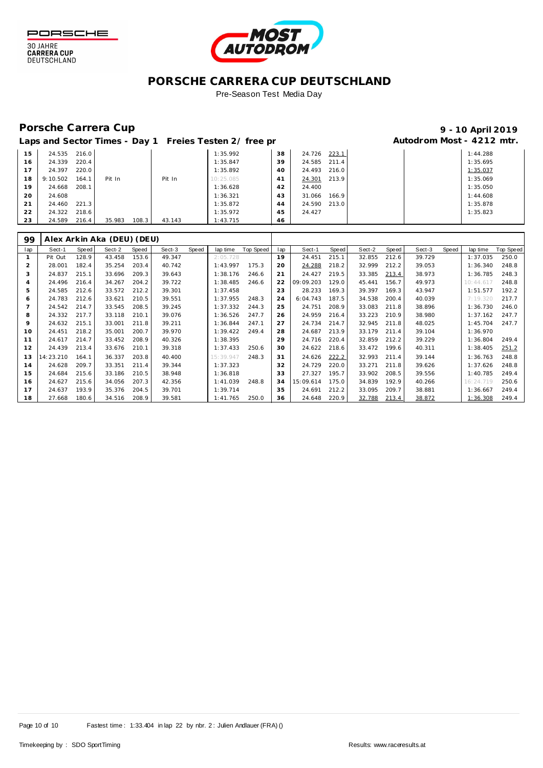# PORSCHE CARRERA CUP DEUTSCHLAND

Pre-Season Test Media Day

## Porsche Carrera Cup

**9 - 10 April 2019**

**Laps and Sector Times - Day 1 Freies Testen 2/ free pr**

**Autodrom Most - 4212 mtr.**

| lap | Sect-1 | Speed | Sect-2 | Speed | Sect-3 | Speed | lap time | Top Speed | lap | Sect-1 | Speed | Sect-2 | Speed | Sect-3 | Speed | lap time | Top Speed |
|---|---|---|---|---|---|---|---|---|---|---|---|---|---|---|---|---|---|
| 15 | 24.535 | 216.0 | | | | | 1:35.992 | | 38 | 24.726 | 223.1 | | | | | 1:44.288 | |
| 16 | 24.339 | 220.4 | | | | | 1:35.847 | | 39 | 24.585 | 211.4 | | | | | 1:35.695 | |
| 17 | 24.397 | 220.0 | | | | | 1:35.892 | | 40 | 24.493 | 216.0 | | | | | 1:35.037 | |
| 18 | 9:10.502 | 164.1 | Pit In | | Pit In | | 10:25.085 | | 41 | 24.301 | 213.9 | | | | | 1:35.069 | |
| 19 | 24.668 | 208.1 | | | | | 1:36.628 | | 42 | 24.400 | | | | | | 1:35.050 | |
| 20 | 24.608 | | | | | | 1:36.321 | | 43 | 31.066 | 166.9 | | | | | 1:44.608 | |
| 21 | 24.460 | 221.3 | | | | | 1:35.872 | | 44 | 24.590 | 213.0 | | | | | 1:35.878 | |
| 22 | 24.322 | 218.6 | | | | | 1:35.972 | | 45 | 24.427 | | | | | | 1:35.823 | |
| 23 | 24.589 | 216.4 | 35.983 | 108.3 | 43.143 | | 1:43.715 | | 46 | | | | | | | | |

### 99 Alex Arkin Aka (DEU) (DEU)

| lap | Sect-1 | Speed | Sect-2 | Speed | Sect-3 | Speed | lap time | Top Speed | lap | Sect-1 | Speed | Sect-2 | Speed | Sect-3 | Speed | lap time | Top Speed |
|---|---|---|---|---|---|---|---|---|---|---|---|---|---|---|---|---|---|
| 1 | Pit Out | 128.9 | 43.458 | 153.6 | 49.347 | | 2:05.728 | | 19 | 24.451 | 215.1 | 32.855 | 212.6 | 39.729 | | 1:37.035 | 250.0 |
| 2 | 28.001 | 182.4 | 35.254 | 203.4 | 40.742 | | 1:43.997 | 175.3 | 20 | 24.288 | 218.2 | 32.999 | 212.2 | 39.053 | | 1:36.340 | 248.8 |
| 3 | 24.837 | 215.1 | 33.696 | 209.3 | 39.643 | | 1:38.176 | 246.6 | 21 | 24.427 | 219.5 | 33.385 | 213.4 | 38.973 | | 1:36.785 | 248.3 |
| 4 | 24.496 | 216.4 | 34.267 | 204.2 | 39.722 | | 1:38.485 | 246.6 | 22 | 09:09.203 | 129.0 | 45.441 | 156.7 | 49.973 | | 10:44.617 | 248.8 |
| 5 | 24.585 | 212.6 | 33.572 | 212.2 | 39.301 | | 1:37.458 | | 23 | 28.233 | 169.3 | 39.397 | 169.3 | 43.947 | | 1:51.577 | 192.2 |
| 6 | 24.783 | 212.6 | 33.621 | 210.5 | 39.551 | | 1:37.955 | 248.3 | 24 | 6:04.743 | 187.5 | 34.538 | 200.4 | 40.039 | | 7:19.320 | 217.7 |
| 7 | 24.542 | 214.7 | 33.545 | 208.5 | 39.245 | | 1:37.332 | 244.3 | 25 | 24.751 | 208.9 | 33.083 | 211.8 | 38.896 | | 1:36.730 | 246.0 |
| 8 | 24.332 | 217.7 | 33.118 | 210.1 | 39.076 | | 1:36.526 | 247.7 | 26 | 24.959 | 216.4 | 33.223 | 210.9 | 38.980 | | 1:37.162 | 247.7 |
| 9 | 24.632 | 215.1 | 33.001 | 211.8 | 39.211 | | 1:36.844 | 247.1 | 27 | 24.734 | 214.7 | 32.945 | 211.8 | 48.025 | | 1:45.704 | 247.7 |
| 10 | 24.451 | 218.2 | 35.001 | 200.7 | 39.970 | | 1:39.422 | 249.4 | 28 | 24.687 | 213.9 | 33.179 | 211.4 | 39.104 | | 1:36.970 | |
| 11 | 24.617 | 214.7 | 33.452 | 208.9 | 40.326 | | 1:38.395 | | 29 | 24.716 | 220.4 | 32.859 | 212.2 | 39.229 | | 1:36.804 | 249.4 |
| 12 | 24.439 | 213.4 | 33.676 | 210.1 | 39.318 | | 1:37.433 | 250.6 | 30 | 24.622 | 218.6 | 33.472 | 199.6 | 40.311 | | 1:38.405 | 251.2 |
| 13 | 14:23.210 | 164.1 | 36.337 | 203.8 | 40.400 | | 15:39.947 | 248.3 | 31 | 24.626 | 222.2 | 32.993 | 211.4 | 39.144 | | 1:36.763 | 248.8 |
| 14 | 24.628 | 209.7 | 33.351 | 211.4 | 39.344 | | 1:37.323 | | 32 | 24.729 | 220.0 | 33.271 | 211.8 | 39.626 | | 1:37.626 | 248.8 |
| 15 | 24.684 | 215.6 | 33.186 | 210.5 | 38.948 | | 1:36.818 | | 33 | 27.327 | 195.7 | 33.902 | 208.5 | 39.556 | | 1:40.785 | 249.4 |
| 16 | 24.627 | 215.6 | 34.056 | 207.3 | 42.356 | | 1:41.039 | 248.8 | 34 | 15:09.614 | 175.0 | 34.839 | 192.9 | 40.266 | | 16:24.719 | 250.6 |
| 17 | 24.637 | 193.9 | 35.376 | 204.5 | 39.701 | | 1:39.714 | | 35 | 24.691 | 212.2 | 33.095 | 209.7 | 38.881 | | 1:36.667 | 249.4 |
| 18 | 27.668 | 180.6 | 34.516 | 208.9 | 39.581 | | 1:41.765 | 250.0 | 36 | 24.648 | 220.9 | 32.788 | 213.4 | 38.872 | | 1:36.308 | 249.4 |

Fastest time : 1:33.404 in lap 22 by nbr. 2 : Julien Andlauer (FRA) ()

Timekeeping by : SDO SportTiming

Results: www.raceresults.at